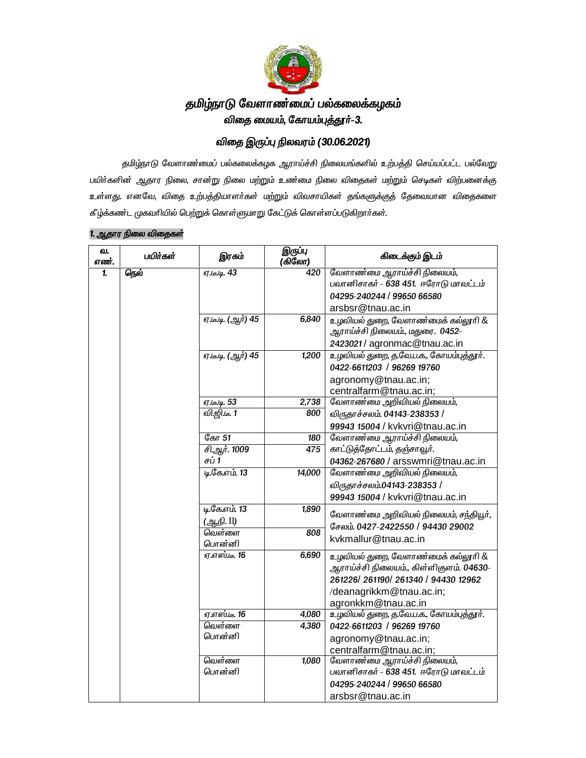# தமிழ்நாடு வேளாண்மைப் பல்கலைக்கழகம்

## விதை மையம், கோயம்புத்தூர்-3.

## விதை இருப்பு நிலவரம் (30.06.2021)

தமிழ்நாடு வேளாண்மைப் பல்கலைக்கழக ஆராய்ச்சி நிலையங்களில் உற்பத்தி செய்யப்பட்ட பல்வேறு பயிர்களின் ஆதார நிலை, சான்று நிலை மற்றும் உண்மை நிலை விதைகள் மற்றும் செடிகள் விற்பனைக்கு உள்ளது. எனவே, விதை உற்பத்தியாளர்கள் மற்றும் விவசாயிகள் தங்களுக்குத் தேவையான விதைகளை கீழ்க்கண்ட முகவரியில் பெற்றுக் கொள்ளுமாறு கேட்டுக் கொள்ளப்படுகிறார்கள்.

### 1. ஆதார நிலை விதைகள்

| வ. எண். | பயிர்கள் | இரகம் | இருப்பு (கிலோ) | கிடைக்கும் இடம் |
|---|---|---|---|---|
| 1. | நெல் | ஏ.டீ.டி. 43 | 420 | வேளாண்மை ஆராய்ச்சி நிலையம், பவானிசாகர் - 638 451. ஈரோடு மாவட்டம் 04295-240244 / 99650 66580 arsbsr@tnau.ac.in |
| | | ஏ.டீ.டி. (ஆர்) 45 | 6,840 | உழவியல் துறை, வேளாண்மைக் கல்லூரி & ஆராய்ச்சி நிலையம், மதுரை. 0452-2423021 / agronmac@tnau.ac.in |
| | | ஏ.டீ.டி. (ஆர்) 45 | 1,200 | உழவியல் துறை, த.வே.ப.க., கோயம்புத்தூர். 0422-6611203 / 96269 19760 agronomy@tnau.ac.in; centralfarm@tnau.ac.in; |
| | | ஏ.டீ.டி. 53 | 2,738 | வேளாண்மை அறிவியல் நிலையம், விருதாச்சலம். 04143-238353 / 99943 15004 / kvkvri@tnau.ac.in |
| | | வி.ஜி.டீ. 1 | 800 | |
| | | கோ 51 | 180 | வேளாண்மை ஆராய்ச்சி நிலையம், காட்டுத்தோட்டம், தஞ்சாவூர். 04362-267680 / arsswmri@tnau.ac.in |
| | | சி.ஆர். 1009 சப் 1 | 475 | |
| | | டி.கே.எம். 13 | 14,000 | வேளாண்மை அறிவியல் நிலையம், விருதாச்சலம்.04143-238353 / 99943 15004 / kvkvri@tnau.ac.in |
| | | டி.கே.எம். 13 (ஆ.நி. II) | 1,890 | வேளாண்மை அறிவியல் நிலையம், சந்தியூர், சேலம். 0427-2422550 / 94430 29002 kvkmallur@tnau.ac.in |
| | | வெள்ளை பொன்னி | 808 | |
| | | ஏ.எஸ்.டீ. 16 | 6,690 | உழவியல் துறை, வேளாண்மைக் கல்லூரி & ஆராய்ச்சி நிலையம்., கிள்ளிகுளம். 04630-261226/ 261190/ 261340 / 94430 12962 /deanagrikkm@tnau.ac.in; agronkkm@tnau.ac.in |
| | | ஏ.எஸ்.டீ. 16 | 4,080 | உழவியல் துறை, த.வே.ப.க., கோயம்புத்தூர். 0422-6611203 / 96269 19760 agronomy@tnau.ac.in; centralfarm@tnau.ac.in; |
| | | வெள்ளை பொன்னி | 4,380 | |
| | | வெள்ளை பொன்னி | 1,080 | வேளாண்மை ஆராய்ச்சி நிலையம், பவானிசாகர் - 638 451. ஈரோடு மாவட்டம் 04295-240244 / 99650 66580 arsbsr@tnau.ac.in |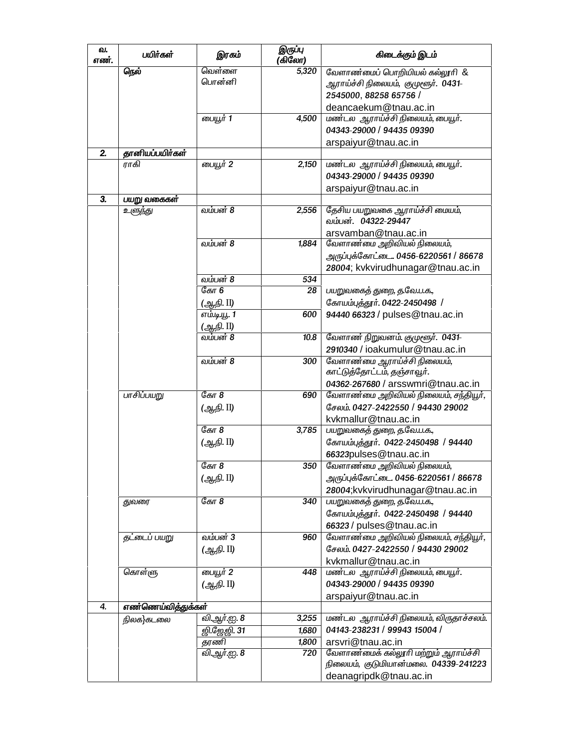| வ. எண். | பயிர்கள் | இரகம் | இருப்பு (கிலோ) | கிடைக்கும் இடம் |
|---|---|---|---|---|
| | நெல் | வெள்ளை பொன்னி | 5,320 | வேளாண்மைப் பொறியியல் கல்லூரி & ஆராய்ச்சி நிலையம், குமுளூர். 0431-2545000, 88258 65756 / deancaekum@tnau.ac.in |
| | | பையூர் 1 | 4,500 | மண்டல ஆராய்ச்சி நிலையம், பையூர். 04343-29000 / 94435 09390 arspaiyur@tnau.ac.in |
| 2. | தானியப்பயிர்கள் | | | |
| | ராகி | பையூர் 2 | 2,150 | மண்டல ஆராய்ச்சி நிலையம், பையூர். 04343-29000 / 94435 09390 arspaiyur@tnau.ac.in |
| 3. | பயறு வகைகள் | | | |
| | உளுந்து | வம்பன் 8 | 2,556 | தேசிய பயறுவகை ஆராய்ச்சி மையம், வம்பன். 04322-29447 arsvamban@tnau.ac.in |
| | | வம்பன் 8 | 1,884 | வேளாண்மை அறிவியல் நிலையம், அருப்புக்கோட்டை. 0456-6220561 / 86678 28004; kvkvirudhunagar@tnau.ac.in |
| | | வம்பன் 8 | 534 | பயறுவகைத் துறை, த.வே.ப.க., கோயம்புத்தூர். 0422-2450498 / 94440 66323 / pulses@tnau.ac.in |
| | | கோ 6 (ஆ.நி. II) | 28 | |
| | | எம்.டியூ. 1 (ஆ.நி. II) | 600 | |
| | | வம்பன் 8 | 10.8 | வேளாண் நிறுவனம். குமுளூர். 0431-2910340 / ioakumulur@tnau.ac.in |
| | | வம்பன் 8 | 300 | வேளாண்மை ஆராய்ச்சி நிலையம், காட்டுத்தோட்டம், தஞ்சாவூர். 04362-267680 / arsswmri@tnau.ac.in |
| | பாசிப்பயறு | கோ 8 (ஆ.நி. II) | 690 | வேளாண்மை அறிவியல் நிலையம், சந்தியூர், சேலம். 0427-2422550 / 94430 29002 kvkmallur@tnau.ac.in |
| | | கோ 8 (ஆ.நி. II) | 3,785 | பயறுவகைத் துறை, த.வே.ப.க., கோயம்புத்தூர். 0422-2450498 / 94440 66323pulses@tnau.ac.in |
| | | கோ 8 (ஆ.நி. II) | 350 | வேளாண்மை அறிவியல் நிலையம், அருப்புக்கோட்டை. 0456-6220561 / 86678 28004;kvkvirudhunagar@tnau.ac.in |
| | துவரை | கோ 8 | 340 | பயறுவகைத் துறை, த.வே.ப.க., கோயம்புத்தூர். 0422-2450498 / 94440 66323 / pulses@tnau.ac.in |
| | தட்டைப் பயறு | வம்பன் 3 (ஆ.நி. II) | 960 | வேளாண்மை அறிவியல் நிலையம், சந்தியூர், சேலம். 0427-2422550 / 94430 29002 kvkmallur@tnau.ac.in |
| | கொள்ளு | பையூர் 2 (ஆ.நி. II) | 448 | மண்டல ஆராய்ச்சி நிலையம், பையூர். 04343-29000 / 94435 09390 arspaiyur@tnau.ac.in |
| 4. | எண்ணெய்வித்துக்கள் | | | |
| | நிலக்கடலை | வி.ஆர்.ஐ. 8 | 3,255 | மண்டல ஆராய்ச்சி நிலையம், விருதாச்சலம். 04143-238231 / 99943 15004 / arsvri@tnau.ac.in |
| | | ஜி.ஜே.ஜி. 31 | 1,680 | |
| | | தரணி | 1,800 | |
| | | வி.ஆர்.ஐ. 8 | 720 | வேளாண்மைக் கல்லூரி மற்றும் ஆராய்ச்சி நிலையம், குடுமியான்மலை. 04339-241223 deanagripdk@tnau.ac.in |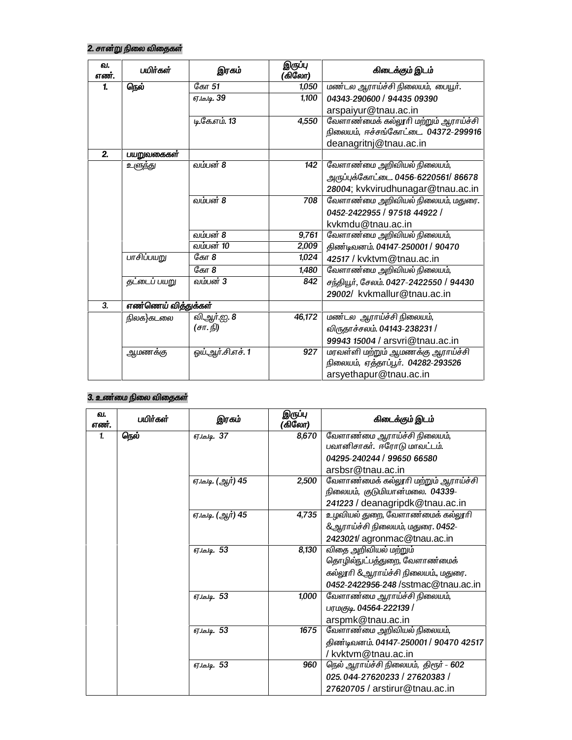## 2. சான்று நிலை விதைகள்

| வ. எண். | பயிர்கள் | இரகம் | இருப்பு (கிலோ) | கிடைக்கும் இடம் |
|---|---|---|---|---|
| 1. | நெல் | கோ 51 | 1,050 | மண்டல ஆராய்ச்சி நிலையம், பையூர். 04343-290600 / 94435 09390 arspaiyur@tnau.ac.in |
| | | ஏ.டீ.டி. 39 | 1,100 | |
| | | டி.கே.எம். 13 | 4,550 | வேளாண்மைக் கல்லூரி மற்றும் ஆராய்ச்சி நிலையம், ஈச்சங்கோட்டை. 04372-299916 deanagritnj@tnau.ac.in |
| 2. | பயறுவகைகள் | | | |
| | உளுந்து | வம்பன் 8 | 142 | வேளாண்மை அறிவியல் நிலையம், அருப்புக்கோட்டை. 0456-6220561/ 86678 28004; kvkvirudhunagar@tnau.ac.in |
| | | வம்பன் 8 | 708 | வேளாண்மை அறிவியல் நிலையம், மதுரை. 0452-2422955 / 97518 44922 / kvkmdu@tnau.ac.in |
| | | வம்பன் 8 | 9,761 | வேளாண்மை அறிவியல் நிலையம், திண்டிவனம். 04147-250001 / 90470 42517 / kvktvm@tnau.ac.in |
| | | வம்பன் 10 | 2,009 | |
| | பாசிப்பயறு | கோ 8 | 1,024 | |
| | | கோ 8 | 1,480 | வேளாண்மை அறிவியல் நிலையம், சந்தியூர், சேலம். 0427-2422550 / 94430 29002/ kvkmallur@tnau.ac.in |
| | தட்டைப் பயறு | வம்பன் 3 | 842 | |
| 3. | எண்ணெய் வித்துக்கள் | | | |
| | நிலக்கடலை | வி.ஆர்.ஐ. 8 (சா. நி) | 46,172 | மண்டல ஆராய்ச்சி நிலையம், விருதாச்சலம். 04143-238231 / 99943 15004 / arsvri@tnau.ac.in |
| | ஆமணக்கு | ஒய்.ஆர்.சி.எச். 1 | 927 | மரவள்ளி மற்றும் ஆமணக்கு ஆராய்ச்சி நிலையம், ஏத்தாப்பூர். 04282-293526 arsyethapur@tnau.ac.in |

## 3. உண்மை நிலை விதைகள்

| வ. எண். | பயிர்கள் | இரகம் | இருப்பு (கிலோ) | கிடைக்கும் இடம் |
|---|---|---|---|---|
| 1. | நெல் | ஏ.டீ.டி. 37 | 8,670 | வேளாண்மை ஆராய்ச்சி நிலையம், பவானிசாகர். ஈரோடு மாவட்டம். 04295-240244 / 99650 66580 arsbsr@tnau.ac.in |
| | | ஏ.டீ.டி. (ஆர்) 45 | 2,500 | வேளாண்மைக் கல்லூரி மற்றும் ஆராய்ச்சி நிலையம், குடுமியான்மலை. 04339-241223 / deanagripdk@tnau.ac.in |
| | | ஏ.டீ.டி. (ஆர்) 45 | 4,735 | உழவியல் துறை, வேளாண்மைக் கல்லூரி &ஆராய்ச்சி நிலையம், மதுரை. 0452-2423021/ agronmac@tnau.ac.in |
| | | ஏ.டீ.டி. 53 | 8,130 | விதை அறிவியல் மற்றும் தொழில்நுட்பத்துறை, வேளாண்மைக் கல்லூரி &ஆராய்ச்சி நிலையம்., மதுரை. 0452-2422956-248 /sstmac@tnau.ac.in |
| | | ஏ.டீ.டி. 53 | 1,000 | வேளாண்மை ஆராய்ச்சி நிலையம், பரமகுடி. 04564-222139 / arspmk@tnau.ac.in |
| | | ஏ.டீ.டி. 53 | 1675 | வேளாண்மை அறிவியல் நிலையம், திண்டிவனம். 04147-250001 / 90470 42517 / kvktvm@tnau.ac.in |
| | | ஏ.டீ.டி. 53 | 960 | நெல் ஆராய்ச்சி நிலையம், திரூர் - 602 025. 044-27620233 / 27620383 / 27620705 / arstirur@tnau.ac.in |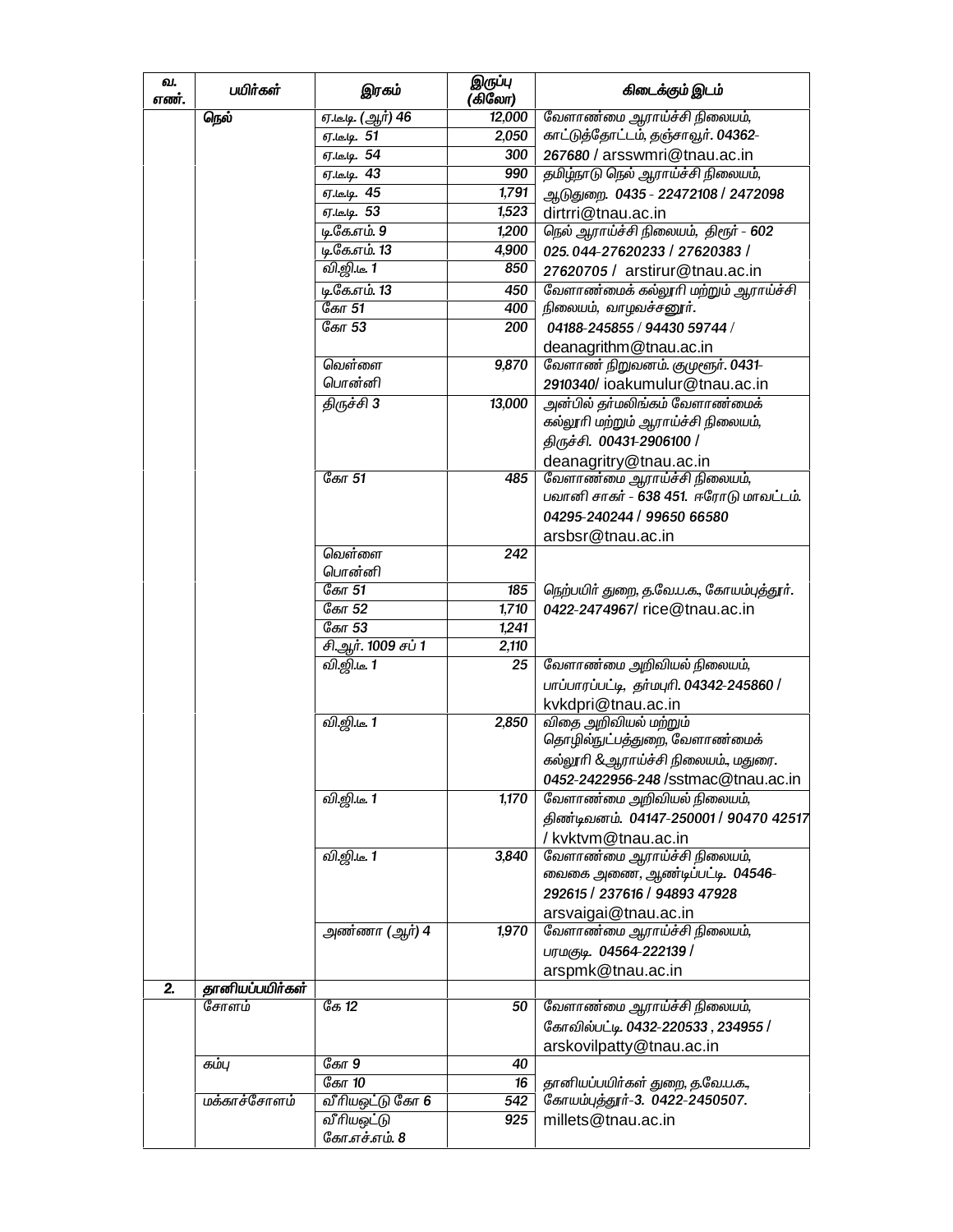| வ. எண். | பயிர்கள் | இரகம் | இருப்பு (கிலோ) | கிடைக்கும் இடம் |
|---|---|---|---|---|
| | நெல் | ஏ.டீடி. (ஆர்) 46 | 12,000 | வேளாண்மை ஆராய்ச்சி நிலையம், காட்டுத்தோட்டம், தஞ்சாவூர். 04362-267680 / arsswmri@tnau.ac.in |
| | | ஏ.டீடி. 51 | 2,050 | |
| | | ஏ.டீடி. 54 | 300 | |
| | | ஏ.டீடி. 43 | 990 | தமிழ்நாடு நெல் ஆராய்ச்சி நிலையம், ஆடுதுறை. 0435 - 22472108 / 2472098 dirtrri@tnau.ac.in |
| | | ஏ.டீடி. 45 | 1,791 | |
| | | ஏ.டீடி. 53 | 1,523 | |
| | | டிகேஎம். 9 | 1,200 | நெல் ஆராய்ச்சி நிலையம், திரூர் - 602 025. 044-27620233 / 27620383 / 27620705 / arstirur@tnau.ac.in |
| | | டிகேஎம். 13 | 4,900 | |
| | | விஜிடீ 1 | 850 | |
| | | டிகேஎம். 13 | 450 | வேளாண்மைக் கல்லூரி மற்றும் ஆராய்ச்சி நிலையம், வாழவச்சனூர். 04188-245855 / 94430 59744 / deanagrithm@tnau.ac.in |
| | | கோ 51 | 400 | |
| | | கோ 53 | 200 | |
| | | வெள்ளை பொன்னி | 9,870 | வேளாண் நிறுவனம். குமுளூர். 0431-2910340/ ioakumulur@tnau.ac.in |
| | | திருச்சி 3 | 13,000 | அன்பில் தர்மலிங்கம் வேளாண்மைக் கல்லூரி மற்றும் ஆராய்ச்சி நிலையம், திருச்சி. 00431-2906100 / deanagritry@tnau.ac.in |
| | | கோ 51 | 485 | வேளாண்மை ஆராய்ச்சி நிலையம், பவானி சாகர் - 638 451. ஈரோடு மாவட்டம். 04295-240244 / 99650 66580 arsbsr@tnau.ac.in |
| | | வெள்ளை பொன்னி | 242 | நெற்பயிர் துறை, த.வே.ப.க., கோயம்புத்தூர். 0422-2474967/ rice@tnau.ac.in |
| | | கோ 51 | 185 | |
| | | கோ 52 | 1,710 | |
| | | கோ 53 | 1,241 | |
| | | சி.ஆர். 1009 சப் 1 | 2,110 | |
| | | விஜிடீ 1 | 25 | வேளாண்மை அறிவியல் நிலையம், பாப்பாரப்பட்டி, தர்மபுரி. 04342-245860 / kvkdpri@tnau.ac.in |
| | | விஜிடீ 1 | 2,850 | விதை அறிவியல் மற்றும் தொழில்நுட்பத்துறை, வேளாண்மைக் கல்லூரி &ஆராய்ச்சி நிலையம்., மதுரை. 0452-2422956-248 /sstmac@tnau.ac.in |
| | | விஜிடீ 1 | 1,170 | வேளாண்மை அறிவியல் நிலையம், திண்டிவனம். 04147-250001 / 90470 42517 / kvktvm@tnau.ac.in |
| | | விஜிடீ 1 | 3,840 | வேளாண்மை ஆராய்ச்சி நிலையம், வைகை அணை, ஆண்டிப்பட்டி. 04546-292615 / 237616 / 94893 47928 arsvaigai@tnau.ac.in |
| | | அண்ணா (ஆர்) 4 | 1,970 | வேளாண்மை ஆராய்ச்சி நிலையம், பரமகுடி. 04564-222139 / arspmk@tnau.ac.in |
| 2. | தானியப்பயிர்கள் | | | |
| | சோளம் | கே 12 | 50 | வேளாண்மை ஆராய்ச்சி நிலையம், கோவில்பட்டி 0432-220533 , 234955 / arskovilpatty@tnau.ac.in |
| | கம்பு | கோ 9 | 40 | தானியப்பயிர்கள் துறை, த.வே.ப.க., கோயம்புத்தூர்-3. 0422-2450507. millets@tnau.ac.in |
| | | கோ 10 | 16 | |
| | மக்காச்சோளம் | வீரியஒட்டு கோ 6 | 542 | |
| | | வீரியஒட்டு கோ.எச்.எம். 8 | 925 | |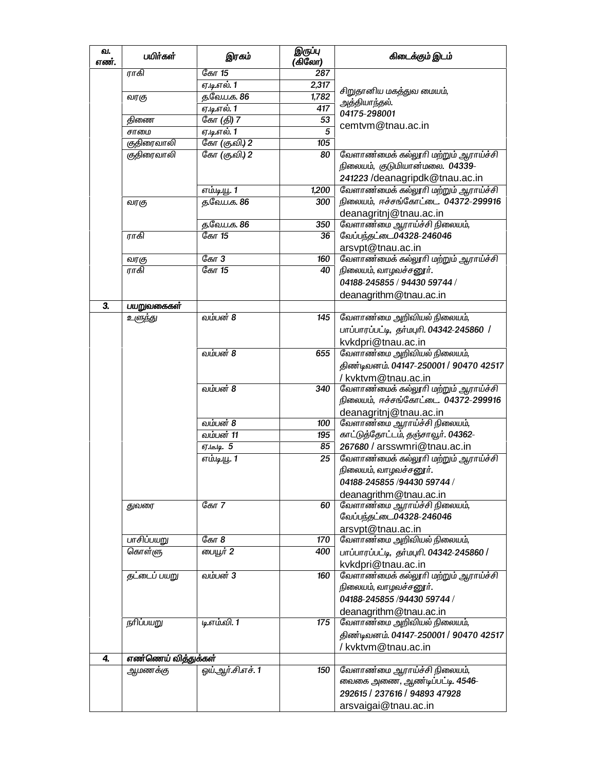| வ. எண். | பயிர்கள் | இரகம் | இருப்பு (கிலோ) | கிடைக்கும் இடம் |
|---|---|---|---|---|
| | ராகி | கோ 15 | 287 | சிறுதானிய மகத்துவ மையம், அத்தியாந்தல். 04175-298001 cemtvm@tnau.ac.in |
| | | ஏ.டி.எல். 1 | 2,317 | |
| | வரகு | த.வே.ப.க. 86 | 1,782 | |
| | | ஏ.டி.எல். 1 | 417 | |
| | தினை | கோ (தி) 7 | 53 | |
| | சாமை | ஏ.டி.எல். 1 | 5 | |
| | குதிரைவாலி | கோ (கு.வி.) 2 | 105 | |
| | குதிரைவாலி | கோ (கு.வி.) 2 | 80 | வேளாண்மைக் கல்லூரி மற்றும் ஆராய்ச்சி நிலையம், குடுமியான்மலை. 04339-241223 /deanagripdk@tnau.ac.in |
| | | எம்.டி.யு. 1 | 1,200 | வேளாண்மைக் கல்லூரி மற்றும் ஆராய்ச்சி நிலையம், ஈச்சங்கோட்டை. 04372-299916 deanagritnj@tnau.ac.in |
| | வரகு | த.வே.ப.க. 86 | 300 | |
| | | த.வே.ப.க. 86 | 350 | வேளாண்மை ஆராய்ச்சி நிலையம், வேப்பந்தட்டை.04328-246046 arsvpt@tnau.ac.in |
| | ராகி | கோ 15 | 36 | |
| | வரகு | கோ 3 | 160 | வேளாண்மைக் கல்லூரி மற்றும் ஆராய்ச்சி நிலையம், வாழவச்சனூர். 04188-245855 / 94430 59744 / deanagrithm@tnau.ac.in |
| | ராகி | கோ 15 | 40 | |
| **3.** | **பயறுவகைகள்** | | | |
| | உளுந்து | வம்பன் 8 | 145 | வேளாண்மை அறிவியல் நிலையம், பாப்பாரப்பட்டி, தர்மபுரி. 04342-245860 / kvkdpri@tnau.ac.in |
| | | வம்பன் 8 | 655 | வேளாண்மை அறிவியல் நிலையம், திண்டிவனம். 04147-250001 / 90470 42517 / kvktvm@tnau.ac.in |
| | | வம்பன் 8 | 340 | வேளாண்மைக் கல்லூரி மற்றும் ஆராய்ச்சி நிலையம், ஈச்சங்கோட்டை. 04372-299916 deanagritnj@tnau.ac.in |
| | | வம்பன் 8 | 100 | வேளாண்மை ஆராய்ச்சி நிலையம், காட்டுத்தோட்டம், தஞ்சாவூர். 04362-267680 / arsswmri@tnau.ac.in |
| | | வம்பன் 11 | 195 | |
| | | ஏ.டீ.டி. 5 | 85 | |
| | | எம்.டி.யு. 1 | 25 | வேளாண்மைக் கல்லூரி மற்றும் ஆராய்ச்சி நிலையம், வாழவச்சனூர். 04188-245855 /94430 59744 / deanagrithm@tnau.ac.in |
| | துவரை | கோ 7 | 60 | வேளாண்மை ஆராய்ச்சி நிலையம், வேப்பந்தட்டை.04328-246046 arsvpt@tnau.ac.in |
| | பாசிப்பயறு | கோ 8 | 170 | வேளாண்மை அறிவியல் நிலையம், பாப்பாரப்பட்டி, தர்மபுரி. 04342-245860 / kvkdpri@tnau.ac.in |
| | கொள்ளு | பையூர் 2 | 400 | |
| | தட்டைப் பயறு | வம்பன் 3 | 160 | வேளாண்மைக் கல்லூரி மற்றும் ஆராய்ச்சி நிலையம், வாழவச்சனூர். 04188-245855 /94430 59744 / deanagrithm@tnau.ac.in |
| | நரிப்பயறு | டி.எம்.வி. 1 | 175 | வேளாண்மை அறிவியல் நிலையம், திண்டிவனம். 04147-250001 / 90470 42517 / kvktvm@tnau.ac.in |
| **4.** | **எண்ணெய் வித்துக்கள்** | | | |
| | ஆமணக்கு | ஒய்.ஆர்.சி.எச். 1 | 150 | வேளாண்மை ஆராய்ச்சி நிலையம், வைகை அணை, ஆண்டிப்பட்டி. 4546-292615 / 237616 / 94893 47928 arsvaigai@tnau.ac.in |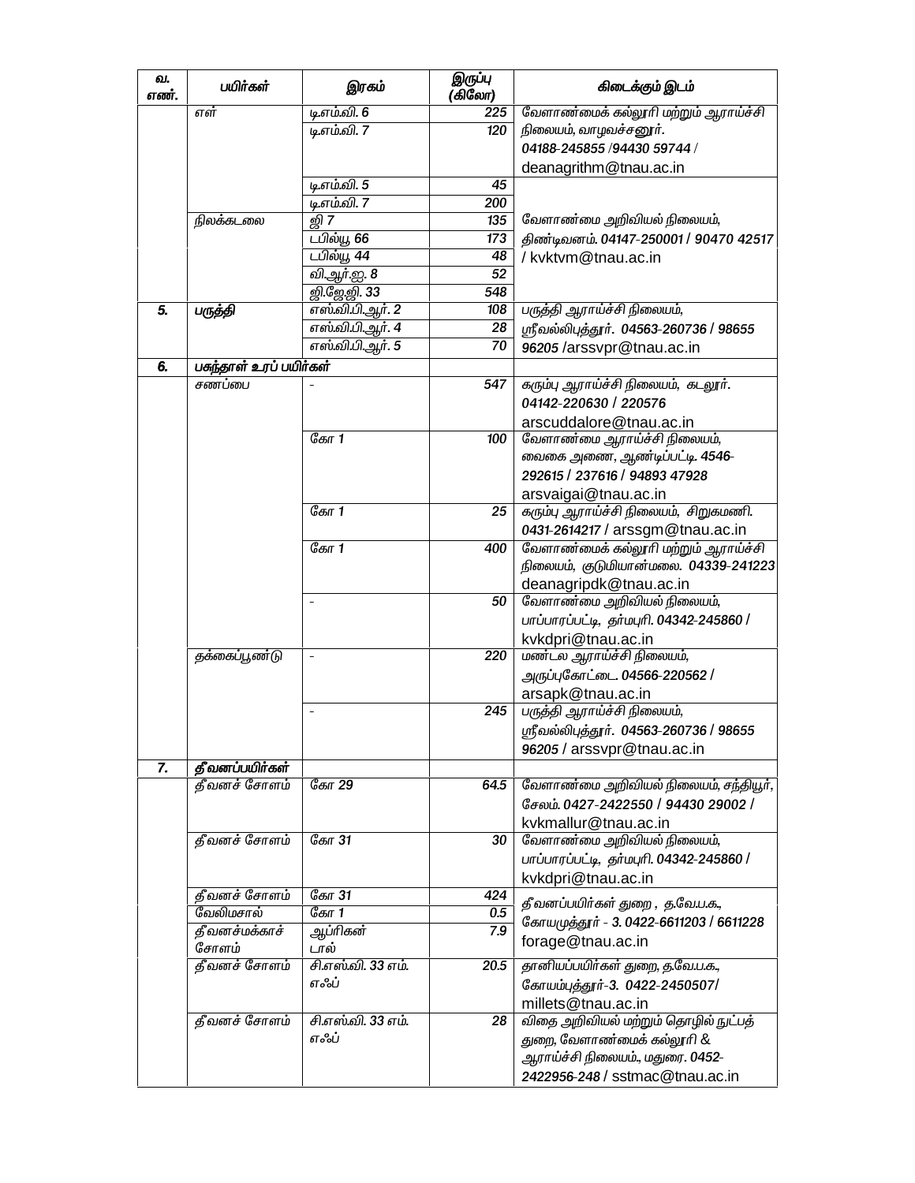| வ. எண். | பயிர்கள் | இரகம் | இருப்பு (கிலோ) | கிடைக்கும் இடம் |
|---|---|---|---|---|
| | எள் | டிஎம்வி. 6 | 225 | வேளாண்மைக் கல்லூரி மற்றும் ஆராய்ச்சி நிலையம், வாழவச்சனூர். 04188-245855 /94430 59744 / deanagrithm@tnau.ac.in |
| | | டிஎம்வி. 7 | 120 | |
| | | டிஎம்வி. 5 | 45 | வேளாண்மை அறிவியல் நிலையம், திண்டிவனம். 04147-250001 / 90470 42517 / kvktvm@tnau.ac.in |
| | | டிஎம்வி. 7 | 200 | |
| | நிலக்கடலை | ஜி 7 | 135 | |
| | | டபில்யூ 66 | 173 | |
| | | டபில்யூ 44 | 48 | |
| | | வி.ஆர்.ஐ. 8 | 52 | |
| | | ஜி.ஜேஜி. 33 | 548 | |
| 5. | பருத்தி | எஸ்.வி.பி.ஆர். 2 | 108 | பருத்தி ஆராய்ச்சி நிலையம், ஸ்ரீவல்லிபுத்தூர். 04563-260736 / 98655 96205 /arssvpr@tnau.ac.in |
| | | எஸ்.வி.பி.ஆர். 4 | 28 | |
| | | எஸ்.வி.பி.ஆர். 5 | 70 | |
| 6. | பசுந்தாள் உரப் பயிர்கள் | | | |
| | சணப்பை | - | 547 | கரும்பு ஆராய்ச்சி நிலையம், கடலூர். 04142-220630 / 220576 arscuddalore@tnau.ac.in |
| | | கோ 1 | 100 | வேளாண்மை ஆராய்ச்சி நிலையம், வைகை அணை, ஆண்டிப்பட்டி. 4546-292615 / 237616 / 94893 47928 arsvaigai@tnau.ac.in |
| | | கோ 1 | 25 | கரும்பு ஆராய்ச்சி நிலையம், சிறுகமணி. 0431-2614217 / arssgm@tnau.ac.in |
| | | கோ 1 | 400 | வேளாண்மைக் கல்லூரி மற்றும் ஆராய்ச்சி நிலையம், குடுமியான்மலை. 04339-241223 deanagripdk@tnau.ac.in |
| | | - | 50 | வேளாண்மை அறிவியல் நிலையம், பாப்பாரப்பட்டி, தர்மபுரி. 04342-245860 / kvkdpri@tnau.ac.in |
| | தக்கைப்பூண்டு | - | 220 | மண்டல ஆராய்ச்சி நிலையம், அருப்புகோட்டை. 04566-220562 / arsapk@tnau.ac.in |
| | | - | 245 | பருத்தி ஆராய்ச்சி நிலையம், ஸ்ரீவல்லிபுத்தூர். 04563-260736 / 98655 96205 / arssvpr@tnau.ac.in |
| 7. | தீவனப்பயிர்கள் | | | |
| | தீவனச் சோளம் | கோ 29 | 64.5 | வேளாண்மை அறிவியல் நிலையம், சந்தியூர், சேலம். 0427-2422550 / 94430 29002 / kvkmallur@tnau.ac.in |
| | தீவனச் சோளம் | கோ 31 | 30 | வேளாண்மை அறிவியல் நிலையம், பாப்பாரப்பட்டி, தர்மபுரி. 04342-245860 / kvkdpri@tnau.ac.in |
| | தீவனச் சோளம் | கோ 31 | 424 | தீவனப்பயிர்கள் துறை , த.வே.ப.க., கோயமுத்தூர் - 3. 0422-6611203 / 6611228 forage@tnau.ac.in |
| | வேலிமசால் | கோ 1 | 0.5 | |
| | தீவனச்மக்காச் சோளம் | ஆப்ரிகன் டால் | 7.9 | |
| | தீவனச் சோளம் | சி.எஸ்.வி. 33 எம். எஃப் | 20.5 | தானியப்பயிர்கள் துறை, த.வே.ப.க., கோயம்புத்தூர்-3. 0422-2450507/ millets@tnau.ac.in |
| | தீவனச் சோளம் | சி.எஸ்.வி. 33 எம். எஃப் | 28 | விதை அறிவியல் மற்றும் தொழில் நுட்பத் துறை, வேளாண்மைக் கல்லூரி & ஆராய்ச்சி நிலையம்., மதுரை. 0452-2422956-248 / sstmac@tnau.ac.in |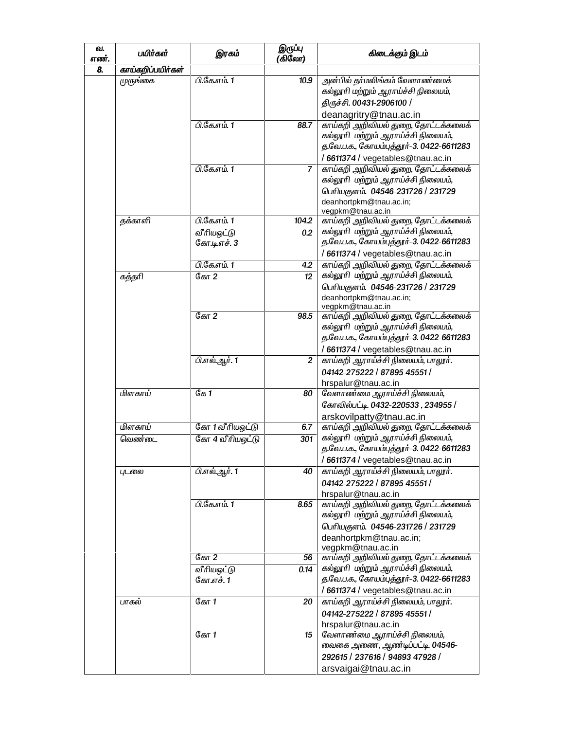| வ. எண். | பயிர்கள் | இரகம் | இருப்பு (கிலோ) | கிடைக்கும் இடம் |
|---|---|---|---|---|
| 8. | காய்கறிப்பயிர்கள் | | | |
| | முருங்கை | பி.கே.எம். 1 | 10.9 | அன்பில் தர்மலிங்கம் வேளாண்மைக் கல்லூரி மற்றும் ஆராய்ச்சி நிலையம், திருச்சி. 00431-2906100 / deanagritry@tnau.ac.in |
| | | பி.கே.எம். 1 | 88.7 | காய்கறி அறிவியல் துறை, தோட்டக்கலைக் கல்லூரி மற்றும் ஆராய்ச்சி நிலையம், த.வே.ப.க., கோயம்புத்தூர்-3. 0422-6611283 / 6611374 / vegetables@tnau.ac.in |
| | | பி.கே.எம். 1 | 7 | காய்கறி அறிவியல் துறை, தோட்டக்கலைக் கல்லூரி மற்றும் ஆராய்ச்சி நிலையம், பெரியகுளம். 04546-231726 / 231729 deanhortpkm@tnau.ac.in; vegpkm@tnau.ac.in |
| | தக்காளி | பி.கே.எம். 1 | 104.2 | காய்கறி அறிவியல் துறை, தோட்டக்கலைக் கல்லூரி மற்றும் ஆராய்ச்சி நிலையம், த.வே.ப.க., கோயம்புத்தூர்-3. 0422-6611283 / 6611374 / vegetables@tnau.ac.in |
| | | வீரியஒட்டு கோ.டி.எச். 3 | 0.2 | |
| | | பி.கே.எம். 1 | 4.2 | காய்கறி அறிவியல் துறை, தோட்டக்கலைக் கல்லூரி மற்றும் ஆராய்ச்சி நிலையம், பெரியகுளம். 04546-231726 / 231729 deanhortpkm@tnau.ac.in; vegpkm@tnau.ac.in |
| | கத்தரி | கோ 2 | 12 | |
| | | கோ 2 | 98.5 | காய்கறி அறிவியல் துறை, தோட்டக்கலைக் கல்லூரி மற்றும் ஆராய்ச்சி நிலையம், த.வே.ப.க., கோயம்புத்தூர்-3. 0422-6611283 / 6611374 / vegetables@tnau.ac.in |
| | | பி.எல்.ஆர். 1 | 2 | காய்கறி ஆராய்ச்சி நிலையம், பாலூர். 04142-275222 / 87895 45551 / hrspalur@tnau.ac.in |
| | மிளகாய் | கே 1 | 80 | வேளாண்மை ஆராய்ச்சி நிலையம், கோவில்பட்டி 0432-220533 , 234955 / arskovilpatty@tnau.ac.in |
| | மிளகாய் | கோ 1 வீரியஒட்டு | 6.7 | காய்கறி அறிவியல் துறை, தோட்டக்கலைக் கல்லூரி மற்றும் ஆராய்ச்சி நிலையம், த.வே.ப.க., கோயம்புத்தூர்-3. 0422-6611283 / 6611374 / vegetables@tnau.ac.in |
| | வெண்டை | கோ 4 வீரியஒட்டு | 301 | |
| | புடலை | பி.எல்.ஆர். 1 | 40 | காய்கறி ஆராய்ச்சி நிலையம், பாலூர். 04142-275222 / 87895 45551 / hrspalur@tnau.ac.in |
| | | பி.கே.எம். 1 | 8.65 | காய்கறி அறிவியல் துறை, தோட்டக்கலைக் கல்லூரி மற்றும் ஆராய்ச்சி நிலையம், பெரியகுளம். 04546-231726 / 231729 deanhortpkm@tnau.ac.in; vegpkm@tnau.ac.in |
| | | கோ 2 | 56 | காய்கறி அறிவியல் துறை, தோட்டக்கலைக் கல்லூரி மற்றும் ஆராய்ச்சி நிலையம், த.வே.ப.க., கோயம்புத்தூர்-3. 0422-6611283 / 6611374 / vegetables@tnau.ac.in |
| | | வீரியஒட்டு கோ.எச். 1 | 0.14 | |
| | பாகல் | கோ 1 | 20 | காய்கறி ஆராய்ச்சி நிலையம், பாலூர். 04142-275222 / 87895 45551 / hrspalur@tnau.ac.in |
| | | கோ 1 | 15 | வேளாண்மை ஆராய்ச்சி நிலையம், வைகை அணை, ஆண்டிப்பட்டி 04546-292615 / 237616 / 94893 47928 / arsvaigai@tnau.ac.in |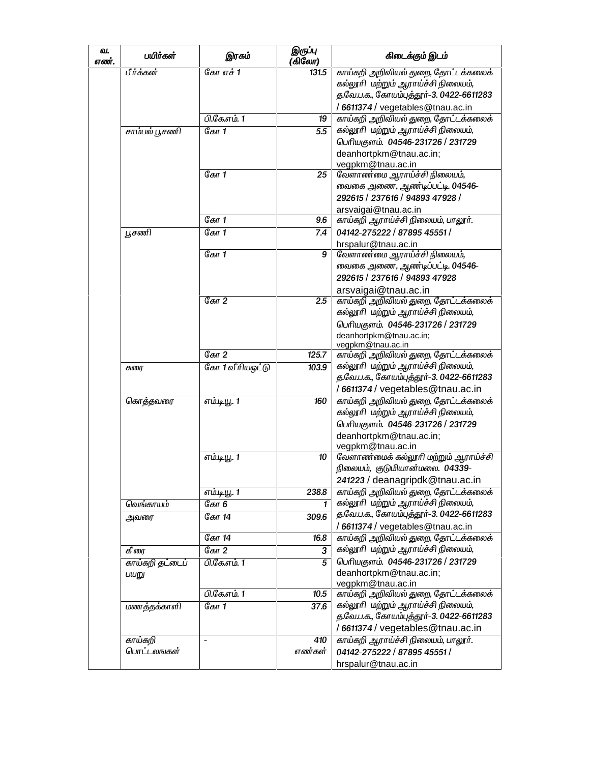| வ. எண். | பயிர்கள் | இரகம் | இருப்பு (கிலோ) | கிடைக்கும் இடம் |
|---|---|---|---|---|
| | பீர்க்கன் | கோ எச் 1 | 131.5 | காய்கறி அறிவியல் துறை, தோட்டக்கலைக் கல்லூரி மற்றும் ஆராய்ச்சி நிலையம், த.வே.ப.க., கோயம்புத்தூர்-3. 0422-6611283 / 6611374 / vegetables@tnau.ac.in |
| | | பி.கே.எம். 1 | 19 | காய்கறி அறிவியல் துறை, தோட்டக்கலைக் கல்லூரி மற்றும் ஆராய்ச்சி நிலையம், பெரியகுளம். 04546-231726 / 231729 deanhortpkm@tnau.ac.in; vegpkm@tnau.ac.in |
| | சாம்பல் பூசணி | கோ 1 | 5.5 | |
| | | கோ 1 | 25 | வேளாண்மை ஆராய்ச்சி நிலையம், வைகை அணை, ஆண்டிப்பட்டி 04546-292615 / 237616 / 94893 47928 / arsvaigai@tnau.ac.in |
| | | கோ 1 | 9.6 | காய்கறி ஆராய்ச்சி நிலையம், பாலூர். 04142-275222 / 87895 45551 / hrspalur@tnau.ac.in |
| | பூசணி | கோ 1 | 7.4 | |
| | | கோ 1 | 9 | வேளாண்மை ஆராய்ச்சி நிலையம், வைகை அணை, ஆண்டிப்பட்டி 04546-292615 / 237616 / 94893 47928 arsvaigai@tnau.ac.in |
| | | கோ 2 | 2.5 | காய்கறி அறிவியல் துறை, தோட்டக்கலைக் கல்லூரி மற்றும் ஆராய்ச்சி நிலையம், பெரியகுளம். 04546-231726 / 231729 deanhortpkm@tnau.ac.in; vegpkm@tnau.ac.in |
| | | கோ 2 | 125.7 | காய்கறி அறிவியல் துறை, தோட்டக்கலைக் கல்லூரி மற்றும் ஆராய்ச்சி நிலையம், த.வே.ப.க., கோயம்புத்தூர்-3. 0422-6611283 / 6611374 / vegetables@tnau.ac.in |
| | சுரை | கோ 1 வீரியஒட்டு | 103.9 | |
| | கொத்தவரை | எம்.டி.யூ. 1 | 160 | காய்கறி அறிவியல் துறை, தோட்டக்கலைக் கல்லூரி மற்றும் ஆராய்ச்சி நிலையம், பெரியகுளம். 04546-231726 / 231729 deanhortpkm@tnau.ac.in; vegpkm@tnau.ac.in |
| | | எம்.டி.யூ. 1 | 10 | வேளாண்மைக் கல்லூரி மற்றும் ஆராய்ச்சி நிலையம், குடுமியான்மலை. 04339-241223 / deanagripdk@tnau.ac.in |
| | | எம்.டி.யூ. 1 | 238.8 | காய்கறி அறிவியல் துறை, தோட்டக்கலைக் கல்லூரி மற்றும் ஆராய்ச்சி நிலையம், த.வே.ப.க., கோயம்புத்தூர்-3. 0422-6611283 / 6611374 / vegetables@tnau.ac.in |
| | வெங்காயம் | கோ 6 | 1 | |
| | அவரை | கோ 14 | 309.6 | |
| | | கோ 14 | 16.8 | காய்கறி அறிவியல் துறை, தோட்டக்கலைக் கல்லூரி மற்றும் ஆராய்ச்சி நிலையம், பெரியகுளம். 04546-231726 / 231729 deanhortpkm@tnau.ac.in; vegpkm@tnau.ac.in |
| | கீரை | கோ 2 | 3 | |
| | காய்கறி தட்டைப் பயறு | பி.கே.எம். 1 | 5 | |
| | | பி.கே.எம். 1 | 10.5 | காய்கறி அறிவியல் துறை, தோட்டக்கலைக் கல்லூரி மற்றும் ஆராய்ச்சி நிலையம், த.வே.ப.க., கோயம்புத்தூர்-3. 0422-6611283 / 6611374 / vegetables@tnau.ac.in |
| | மணத்தக்காளி | கோ 1 | 37.6 | |
| | காய்கறி பொட்டலஙகள் | - | 410 எண்கள் | காய்கறி ஆராய்ச்சி நிலையம், பாலூர். 04142-275222 / 87895 45551 / hrspalur@tnau.ac.in |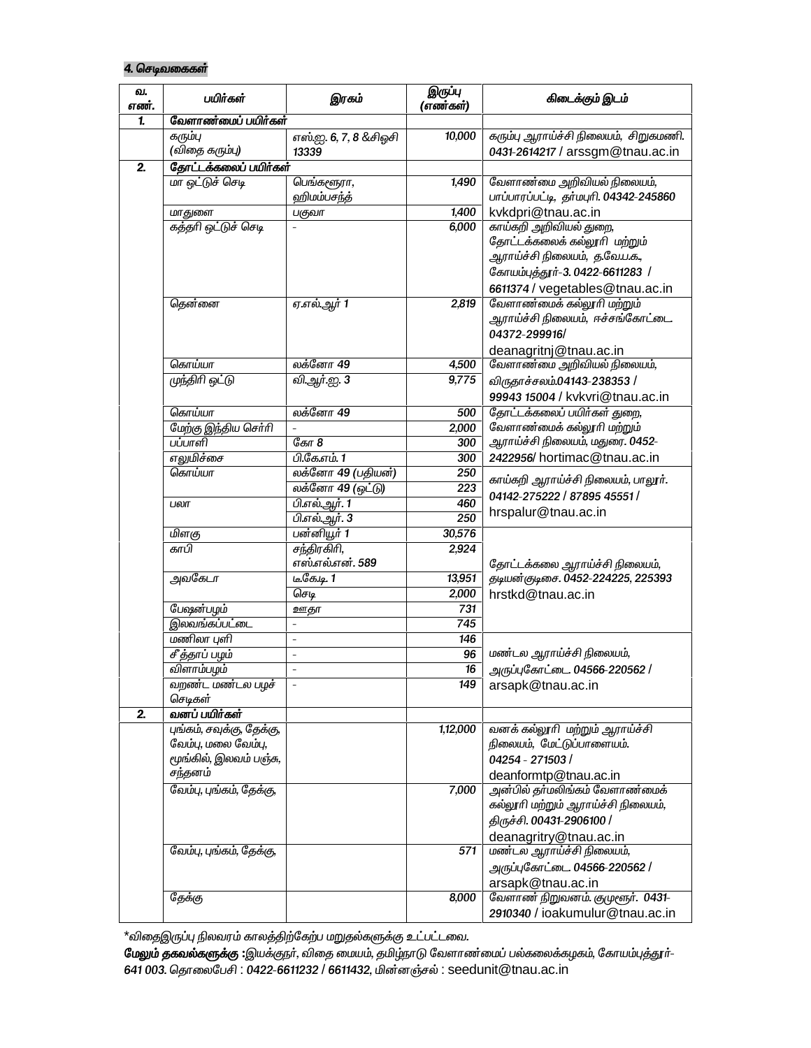**4. செடிவகைகள்**

| வ. எண். | பயிர்கள் | இரகம் | இருப்பு (எண்கள்) | கிடைக்கும் இடம் |
|---|---|---|---|---|
| 1. | **வேளாண்மைப் பயிர்கள்** | | | |
| | கரும்பு (விதை கரும்பு) | எஸ்.ஐ. 6, 7, 8 &சிஓசி 13339 | 10,000 | கரும்பு ஆராய்ச்சி நிலையம், சிறுகமணி. 0431-2614217 / arssgm@tnau.ac.in |
| 2. | **தோட்டக்கலைப் பயிர்கள்** | | | |
| | மா ஒட்டுச் செடி | பெங்களூரா, ஹிமம்பசந்த் | 1,490 | வேளாண்மை அறிவியல் நிலையம், பாப்பாரப்பட்டி, தர்மபுரி. 04342-245860 kvkdpri@tnau.ac.in |
| | மாதுளை | பகுவா | 1,400 | |
| | கத்தரி ஒட்டுச் செடி | - | 6,000 | காய்கறி அறிவியல் துறை, தோட்டக்கலைக் கல்லூரி மற்றும் ஆராய்ச்சி நிலையம், த.வே.ப.க., கோயம்புத்தூர்-3. 0422-6611283 / 6611374 / vegetables@tnau.ac.in |
| | தென்னை | ஏ.எல்.ஆர் 1 | 2,819 | வேளாண்மைக் கல்லூரி மற்றும் ஆராய்ச்சி நிலையம், ஈச்சங்கோட்டை. 04372-299916/ deanagritnj@tnau.ac.in |
| | கொய்யா | லக்னோ 49 | 4,500 | வேளாண்மை அறிவியல் நிலையம், விருதாச்சலம்.04143-238353 / 99943 15004 / kvkvri@tnau.ac.in |
| | முந்திரி ஒட்டு | வி.ஆர்.ஐ. 3 | 9,775 | |
| | கொய்யா | லக்னோ 49 | 500 | தோட்டக்கலைப் பயிர்கள் துறை, வேளாண்மைக் கல்லூரி மற்றும் ஆராய்ச்சி நிலையம், மதுரை. 0452-2422956/ hortimac@tnau.ac.in |
| | மேற்கு இந்திய செர்ரி | - | 2,000 | |
| | பப்பாளி | கோ 8 | 300 | |
| | எலுமிச்சை | பி.கே.எம். 1 | 300 | |
| | கொய்யா | லக்னோ 49 (பதியன்) | 250 | காய்கறி ஆராய்ச்சி நிலையம், பாலூர். 04142-275222 / 87895 45551 / hrspalur@tnau.ac.in |
| | | லக்னோ 49 (ஒட்டு) | 223 | |
| | பலா | பி.எல்.ஆர். 1 | 460 | |
| | | பி.எல்.ஆர். 3 | 250 | |
| | மிளகு | பன்னியூர் 1 | 30,576 | தோட்டக்கலை ஆராய்ச்சி நிலையம், தடியன்குடிசை. 0452-224225, 225393 hrstkd@tnau.ac.in |
| | காபி | சந்திரகிரி, எஸ்.எல்.என். 589 | 2,924 | |
| | அவகேடா | டீகேடி 1 | 13,951 | |
| | | செடி | 2,000 | |
| | பேஷன்பழம் | ஊதா | 731 | |
| | இலவங்கப்பட்டை | - | 745 | |
| | மணிலா புளி | - | 146 | மண்டல ஆராய்ச்சி நிலையம், அருப்புகோட்டை. 04566-220562 / arsapk@tnau.ac.in |
| | சீத்தாப் பழம் | - | 96 | |
| | விளாம்பழம் | - | 16 | |
| | வறண்ட மண்டல பழச் செடிகள் | - | 149 | |
| 2. | **வனப் பயிர்கள்** | | | |
| | புங்கம், சவுக்கு, தேக்கு, வேம்பு, மலை வேம்பு, மூங்கில், இலவம் பஞ்சு, சந்தனம் | | 1,12,000 | வனக் கல்லூரி மற்றும் ஆராய்ச்சி நிலையம், மேட்டுப்பாளையம். 04254 - 271503 / deanformtp@tnau.ac.in |
| | வேம்பு, புங்கம், தேக்கு, | | 7,000 | அன்பில் தர்மலிங்கம் வேளாண்மைக் கல்லூரி மற்றும் ஆராய்ச்சி நிலையம், திருச்சி. 00431-2906100 / deanagritry@tnau.ac.in |
| | வேம்பு, புங்கம், தேக்கு, | | 571 | மண்டல ஆராய்ச்சி நிலையம், அருப்புகோட்டை. 04566-220562 / arsapk@tnau.ac.in |
| | தேக்கு | | 8,000 | வேளாண் நிறுவனம். குமுளூர். 0431-2910340 / ioakumulur@tnau.ac.in |

*விதைஇருப்பு நிலவரம் காலத்திற்கேற்ப மறுதல்களுக்கு உட்பட்டவை.

**மேலும் தகவல்களுக்கு :**இயக்குநர், விதை மையம், தமிழ்நாடு வேளாண்மைப் பல்கலைக்கழகம், கோயம்புத்தூர்-641 003. தொலைபேசி : 0422-6611232 / 6611432, மின்னஞ்சல் : seedunit@tnau.ac.in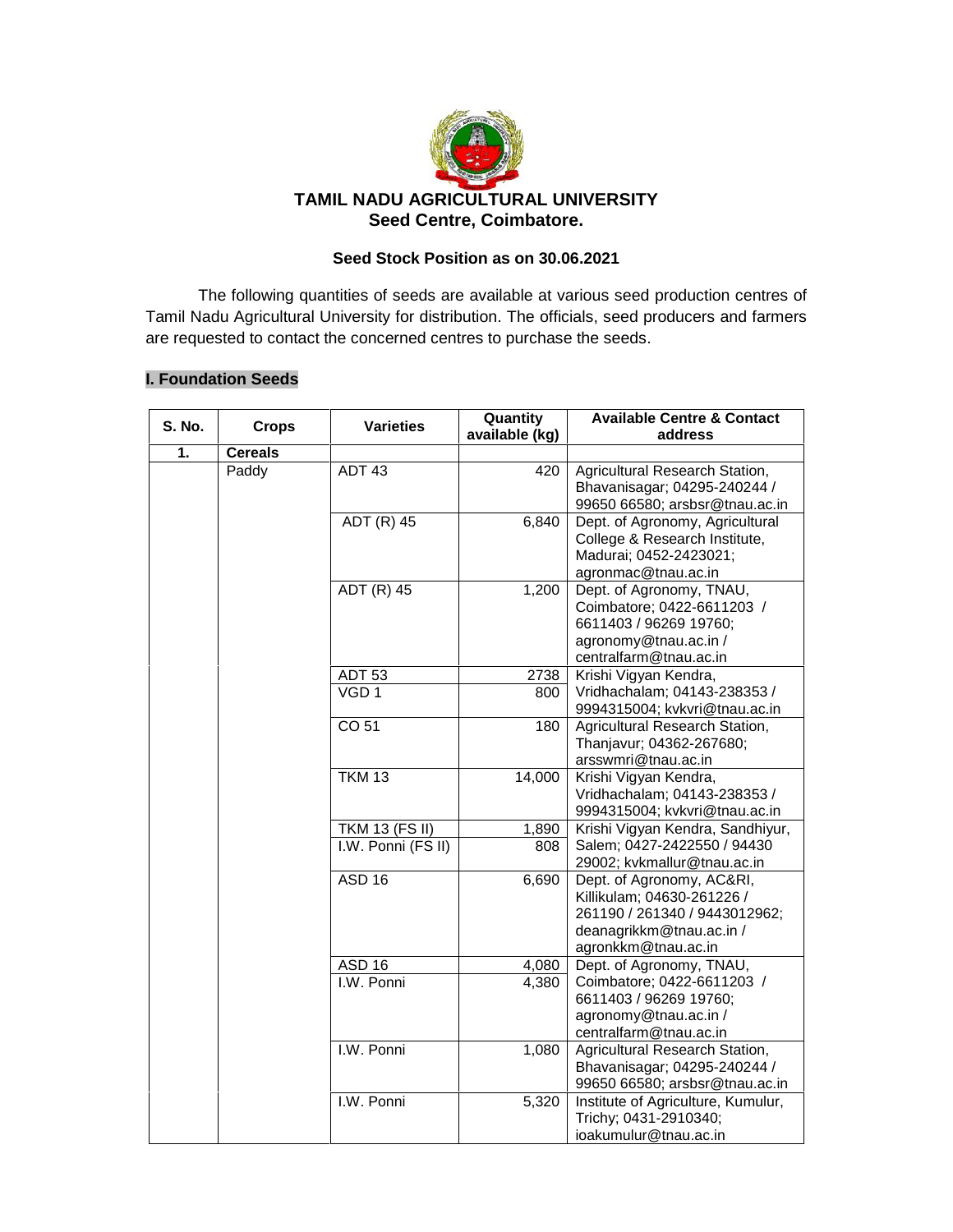**TAMIL NADU AGRICULTURAL UNIVERSITY**
**Seed Centre, Coimbatore.**

**Seed Stock Position as on 30.06.2021**

The following quantities of seeds are available at various seed production centres of Tamil Nadu Agricultural University for distribution. The officials, seed producers and farmers are requested to contact the concerned centres to purchase the seeds.

## I. Foundation Seeds

| S. No. | Crops | Varieties | Quantity available (kg) | Available Centre & Contact address |
|---|---|---|---|---|
| **1.** | **Cereals** | | | |
| | Paddy | ADT 43 | 420 | Agricultural Research Station, Bhavanisagar; 04295-240244 / 99650 66580; arsbsr@tnau.ac.in |
| | | ADT (R) 45 | 6,840 | Dept. of Agronomy, Agricultural College & Research Institute, Madurai; 0452-2423021; agronmac@tnau.ac.in |
| | | ADT (R) 45 | 1,200 | Dept. of Agronomy, TNAU, Coimbatore; 0422-6611203 / 6611403 / 96269 19760; agronomy@tnau.ac.in / centralfarm@tnau.ac.in |
| | | ADT 53 | 2738 | Krishi Vigyan Kendra, Vridhachalam; 04143-238353 / 9994315004; kvkvri@tnau.ac.in |
| | | VGD 1 | 800 | |
| | | CO 51 | 180 | Agricultural Research Station, Thanjavur; 04362-267680; arsswmri@tnau.ac.in |
| | | TKM 13 | 14,000 | Krishi Vigyan Kendra, Vridhachalam; 04143-238353 / 9994315004; kvkvri@tnau.ac.in |
| | | TKM 13 (FS II) | 1,890 | Krishi Vigyan Kendra, Sandhiyur, Salem; 0427-2422550 / 94430 29002; kvkmallur@tnau.ac.in |
| | | I.W. Ponni (FS II) | 808 | |
| | | ASD 16 | 6,690 | Dept. of Agronomy, AC&RI, Killikulam; 04630-261226 / 261190 / 261340 / 9443012962; deanagrikkm@tnau.ac.in / agronkkm@tnau.ac.in |
| | | ASD 16 | 4,080 | Dept. of Agronomy, TNAU, Coimbatore; 0422-6611203 / 6611403 / 96269 19760; agronomy@tnau.ac.in / centralfarm@tnau.ac.in |
| | | I.W. Ponni | 4,380 | |
| | | I.W. Ponni | 1,080 | Agricultural Research Station, Bhavanisagar; 04295-240244 / 99650 66580; arsbsr@tnau.ac.in |
| | | I.W. Ponni | 5,320 | Institute of Agriculture, Kumulur, Trichy; 0431-2910340; ioakumulur@tnau.ac.in |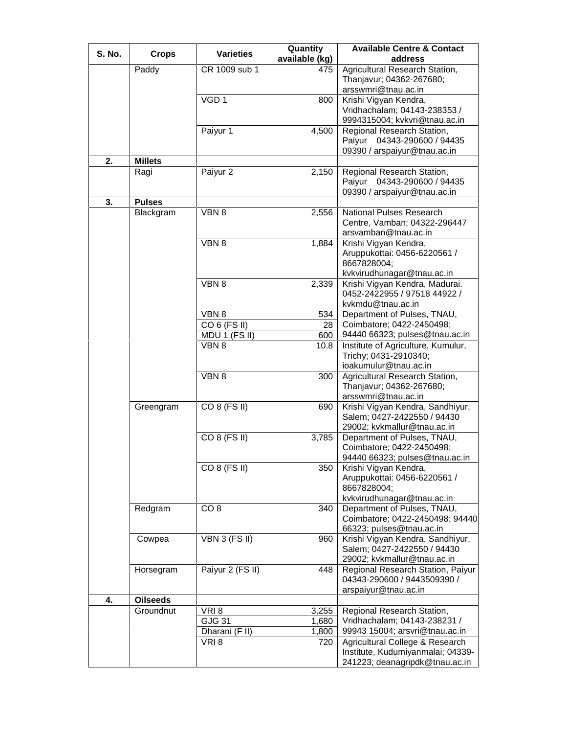| S. No. | Crops | Varieties | Quantity available (kg) | Available Centre & Contact address |
|---|---|---|---|---|
| | Paddy | CR 1009 sub 1 | 475 | Agricultural Research Station, Thanjavur; 04362-267680; arsswmri@tnau.ac.in |
| | | VGD 1 | 800 | Krishi Vigyan Kendra, Vridhachalam; 04143-238353 / 9994315004; kvkvri@tnau.ac.in |
| | | Paiyur 1 | 4,500 | Regional Research Station, Paiyur 04343-290600 / 94435 09390 / arspaiyur@tnau.ac.in |
| **2.** | **Millets** | | | |
| | Ragi | Paiyur 2 | 2,150 | Regional Research Station, Paiyur 04343-290600 / 94435 09390 / arspaiyur@tnau.ac.in |
| **3.** | **Pulses** | | | |
| | Blackgram | VBN 8 | 2,556 | National Pulses Research Centre, Vamban; 04322-296447 arsvamban@tnau.ac.in |
| | | VBN 8 | 1,884 | Krishi Vigyan Kendra, Aruppukottai: 0456-6220561 / 8667828004; kvkvirudhunagar@tnau.ac.in |
| | | VBN 8 | 2,339 | Krishi Vigyan Kendra, Madurai. 0452-2422955 / 97518 44922 / kvkmdu@tnau.ac.in |
| | | VBN 8 | 534 | Department of Pulses, TNAU, Coimbatore; 0422-2450498; 94440 66323; pulses@tnau.ac.in |
| | | CO 6 (FS II) | 28 | |
| | | MDU 1 (FS II) | 600 | |
| | | VBN 8 | 10.8 | Institute of Agriculture, Kumulur, Trichy; 0431-2910340; ioakumulur@tnau.ac.in |
| | | VBN 8 | 300 | Agricultural Research Station, Thanjavur; 04362-267680; arsswmri@tnau.ac.in |
| | Greengram | CO 8 (FS II) | 690 | Krishi Vigyan Kendra, Sandhiyur, Salem; 0427-2422550 / 94430 29002; kvkmallur@tnau.ac.in |
| | | CO 8 (FS II) | 3,785 | Department of Pulses, TNAU, Coimbatore; 0422-2450498; 94440 66323; pulses@tnau.ac.in |
| | | CO 8 (FS II) | 350 | Krishi Vigyan Kendra, Aruppukottai: 0456-6220561 / 8667828004; kvkvirudhunagar@tnau.ac.in |
| | Redgram | CO 8 | 340 | Department of Pulses, TNAU, Coimbatore; 0422-2450498; 94440 66323; pulses@tnau.ac.in |
| | Cowpea | VBN 3 (FS II) | 960 | Krishi Vigyan Kendra, Sandhiyur, Salem; 0427-2422550 / 94430 29002; kvkmallur@tnau.ac.in |
| | Horsegram | Paiyur 2 (FS II) | 448 | Regional Research Station, Paiyur 04343-290600 / 9443509390 / arspaiyur@tnau.ac.in |
| **4.** | **Oilseeds** | | | |
| | Groundnut | VRI 8 | 3,255 | Regional Research Station, Vridhachalam; 04143-238231 / 99943 15004; arsvri@tnau.ac.in |
| | | GJG 31 | 1,680 | |
| | | Dharani (F II) | 1,800 | |
| | | VRI 8 | 720 | Agricultural College & Research Institute, Kudumiyanmalai; 04339-241223; deanagripdk@tnau.ac.in |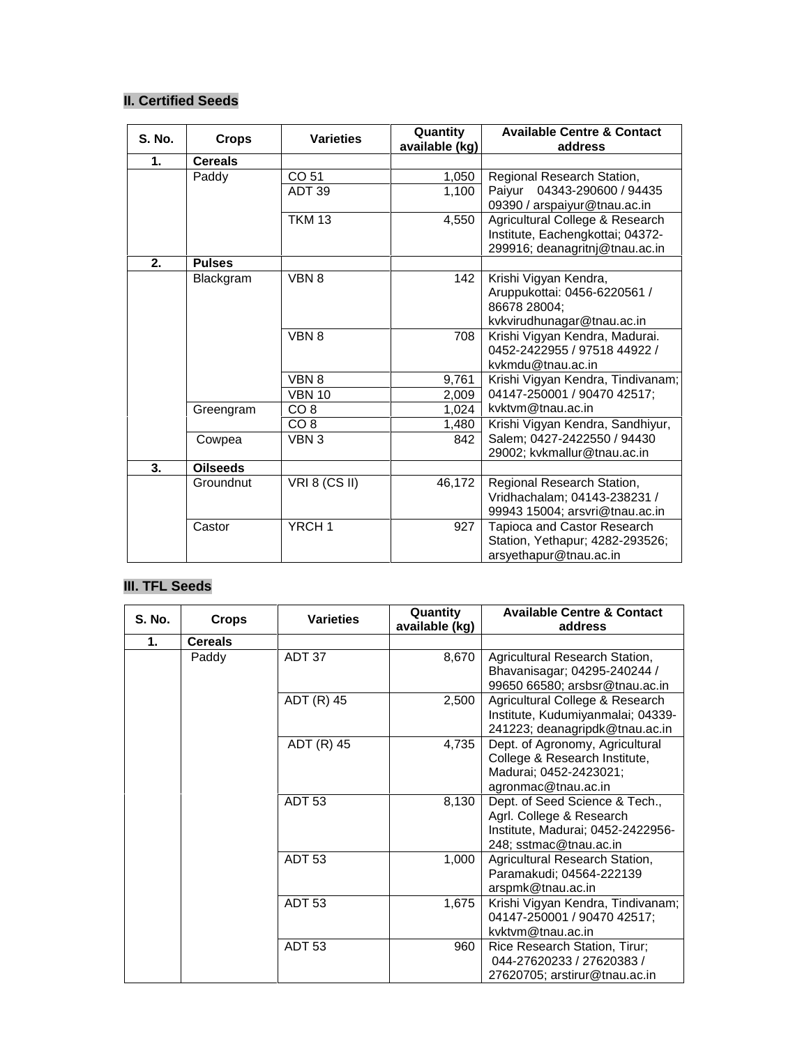## II. Certified Seeds

| S. No. | Crops | Varieties | Quantity available (kg) | Available Centre & Contact address |
|---|---|---|---|---|
| 1. | **Cereals** | | | |
| | Paddy | CO 51 | 1,050 | Regional Research Station, Paiyur 04343-290600 / 94435 09390 / arspaiyur@tnau.ac.in |
| | | ADT 39 | 1,100 | |
| | | TKM 13 | 4,550 | Agricultural College & Research Institute, Eachengkottai; 04372-299916; deanagritnj@tnau.ac.in |
| 2. | **Pulses** | | | |
| | Blackgram | VBN 8 | 142 | Krishi Vigyan Kendra, Aruppukottai: 0456-6220561 / 86678 28004; kvkvirudhunagar@tnau.ac.in |
| | | VBN 8 | 708 | Krishi Vigyan Kendra, Madurai. 0452-2422955 / 97518 44922 / kvkmdu@tnau.ac.in |
| | | VBN 8 | 9,761 | Krishi Vigyan Kendra, Tindivanam; 04147-250001 / 90470 42517; kvktvm@tnau.ac.in |
| | | VBN 10 | 2,009 | |
| | Greengram | CO 8 | 1,024 | |
| | | CO 8 | 1,480 | Krishi Vigyan Kendra, Sandhiyur, Salem; 0427-2422550 / 94430 29002; kvkmallur@tnau.ac.in |
| | Cowpea | VBN 3 | 842 | |
| 3. | **Oilseeds** | | | |
| | Groundnut | VRI 8 (CS II) | 46,172 | Regional Research Station, Vridhachalam; 04143-238231 / 99943 15004; arsvri@tnau.ac.in |
| | Castor | YRCH 1 | 927 | Tapioca and Castor Research Station, Yethapur; 4282-293526; arsyethapur@tnau.ac.in |

## III. TFL Seeds

| S. No. | Crops | Varieties | Quantity available (kg) | Available Centre & Contact address |
|---|---|---|---|---|
| 1. | **Cereals** | | | |
| | Paddy | ADT 37 | 8,670 | Agricultural Research Station, Bhavanisagar; 04295-240244 / 99650 66580; arsbsr@tnau.ac.in |
| | | ADT (R) 45 | 2,500 | Agricultural College & Research Institute, Kudumiyanmalai; 04339-241223; deanagripdk@tnau.ac.in |
| | | ADT (R) 45 | 4,735 | Dept. of Agronomy, Agricultural College & Research Institute, Madurai; 0452-2423021; agronmac@tnau.ac.in |
| | | ADT 53 | 8,130 | Dept. of Seed Science & Tech., Agrl. College & Research Institute, Madurai; 0452-2422956-248; sstmac@tnau.ac.in |
| | | ADT 53 | 1,000 | Agricultural Research Station, Paramakudi; 04564-222139 arspmk@tnau.ac.in |
| | | ADT 53 | 1,675 | Krishi Vigyan Kendra, Tindivanam; 04147-250001 / 90470 42517; kvktvm@tnau.ac.in |
| | | ADT 53 | 960 | Rice Research Station, Tirur; 044-27620233 / 27620383 / 27620705; arstirur@tnau.ac.in |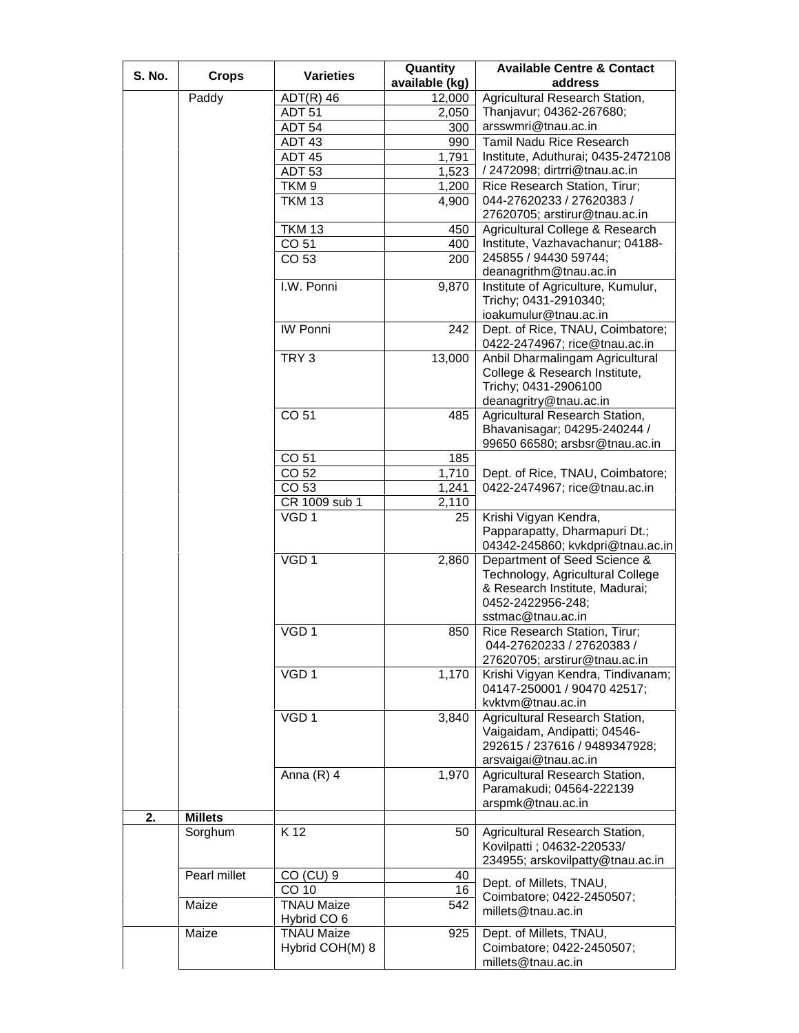| S. No. | Crops | Varieties | Quantity available (kg) | Available Centre & Contact address |
|---|---|---|---|---|
| | Paddy | ADT(R) 46 | 12,000 | Agricultural Research Station, Thanjavur; 04362-267680; arsswmri@tnau.ac.in |
| | | ADT 51 | 2,050 | |
| | | ADT 54 | 300 | |
| | | ADT 43 | 990 | Tamil Nadu Rice Research Institute, Aduthurai; 0435-2472108 / 2472098; dirtrri@tnau.ac.in |
| | | ADT 45 | 1,791 | |
| | | ADT 53 | 1,523 | |
| | | TKM 9 | 1,200 | Rice Research Station, Tirur; 044-27620233 / 27620383 / 27620705; arstirur@tnau.ac.in |
| | | TKM 13 | 4,900 | |
| | | TKM 13 | 450 | Agricultural College & Research Institute, Vazhavachanur; 04188-245855 / 94430 59744; deanagrithm@tnau.ac.in |
| | | CO 51 | 400 | |
| | | CO 53 | 200 | |
| | | I.W. Ponni | 9,870 | Institute of Agriculture, Kumulur, Trichy; 0431-2910340; ioakumulur@tnau.ac.in |
| | | IW Ponni | 242 | Dept. of Rice, TNAU, Coimbatore; 0422-2474967; rice@tnau.ac.in |
| | | TRY 3 | 13,000 | Anbil Dharmalingam Agricultural College & Research Institute, Trichy; 0431-2906100 deanagritry@tnau.ac.in |
| | | CO 51 | 485 | Agricultural Research Station, Bhavanisagar; 04295-240244 / 99650 66580; arsbsr@tnau.ac.in |
| | | CO 51 | 185 | Dept. of Rice, TNAU, Coimbatore; 0422-2474967; rice@tnau.ac.in |
| | | CO 52 | 1,710 | |
| | | CO 53 | 1,241 | |
| | | CR 1009 sub 1 | 2,110 | |
| | | VGD 1 | 25 | Krishi Vigyan Kendra, Papparapatty, Dharmapuri Dt.; 04342-245860; kvkdpri@tnau.ac.in |
| | | VGD 1 | 2,860 | Department of Seed Science & Technology, Agricultural College & Research Institute, Madurai; 0452-2422956-248; sstmac@tnau.ac.in |
| | | VGD 1 | 850 | Rice Research Station, Tirur; 044-27620233 / 27620383 / 27620705; arstirur@tnau.ac.in |
| | | VGD 1 | 1,170 | Krishi Vigyan Kendra, Tindivanam; 04147-250001 / 90470 42517; kvktvm@tnau.ac.in |
| | | VGD 1 | 3,840 | Agricultural Research Station, Vaigaidam, Andipatti; 04546-292615 / 237616 / 9489347928; arsvaigai@tnau.ac.in |
| | | Anna (R) 4 | 1,970 | Agricultural Research Station, Paramakudi; 04564-222139 arspmk@tnau.ac.in |
| **2.** | **Millets** | | | |
| | Sorghum | K 12 | 50 | Agricultural Research Station, Kovilpatti ; 04632-220533/ 234955; arskovilpatty@tnau.ac.in |
| | Pearl millet | CO (CU) 9 | 40 | Dept. of Millets, TNAU, Coimbatore; 0422-2450507; millets@tnau.ac.in |
| | | CO 10 | 16 | |
| | Maize | TNAU Maize Hybrid CO 6 | 542 | |
| | Maize | TNAU Maize Hybrid COH(M) 8 | 925 | Dept. of Millets, TNAU, Coimbatore; 0422-2450507; millets@tnau.ac.in |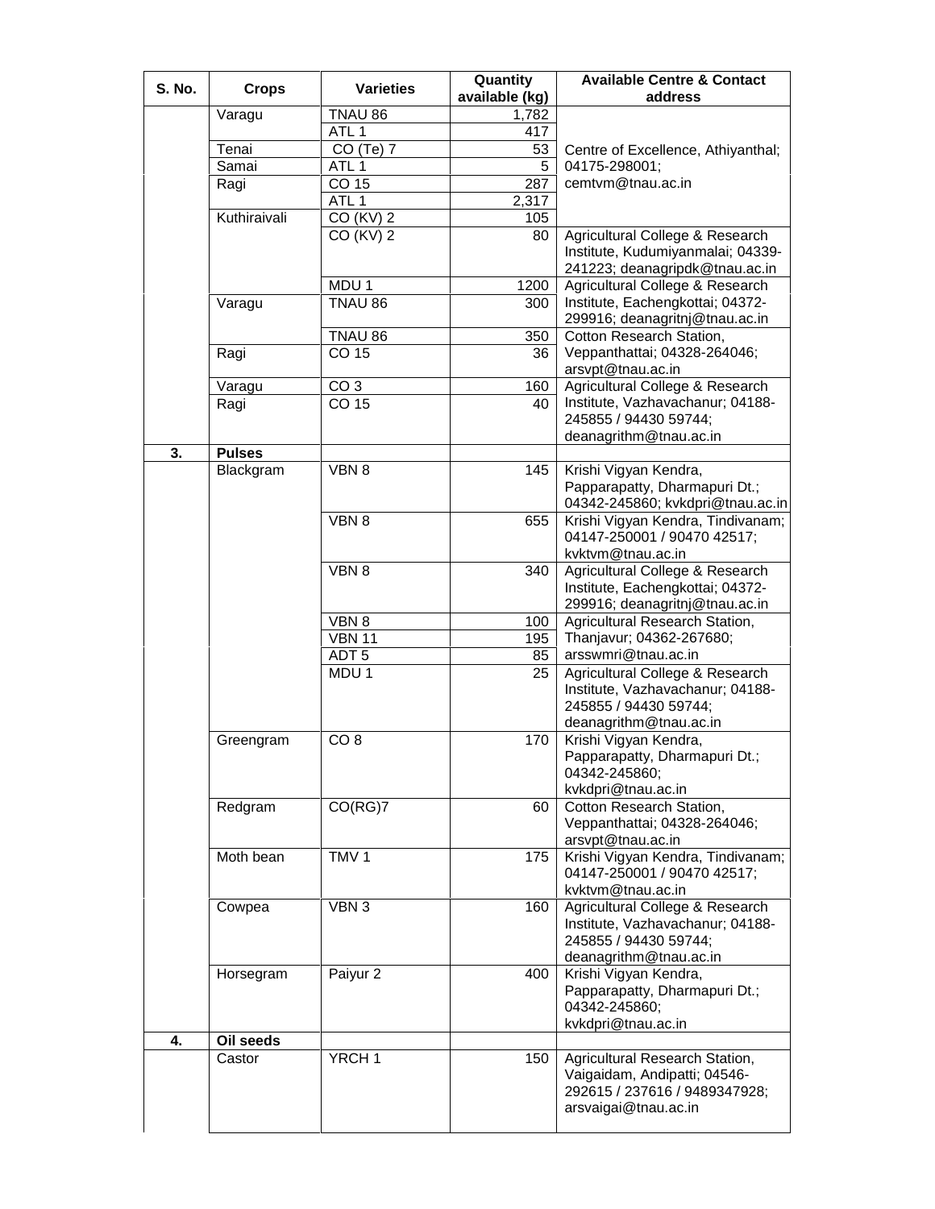| S. No. | Crops | Varieties | Quantity available (kg) | Available Centre & Contact address |
|---|---|---|---|---|
| | Varagu | TNAU 86 | 1,782 | Centre of Excellence, Athiyanthal; 04175-298001; cemtvm@tnau.ac.in |
| | | ATL 1 | 417 | |
| | Tenai | CO (Te) 7 | 53 | |
| | Samai | ATL 1 | 5 | |
| | Ragi | CO 15 | 287 | |
| | | ATL 1 | 2,317 | |
| | Kuthiraivali | CO (KV) 2 | 105 | |
| | | CO (KV) 2 | 80 | Agricultural College & Research Institute, Kudumiyanmalai; 04339-241223; deanagripdk@tnau.ac.in |
| | | MDU 1 | 1200 | Agricultural College & Research Institute, Eachengkottai; 04372-299916; deanagritnj@tnau.ac.in |
| | Varagu | TNAU 86 | 300 | |
| | | TNAU 86 | 350 | Cotton Research Station, Veppanthattai; 04328-264046; arsvpt@tnau.ac.in |
| | Ragi | CO 15 | 36 | |
| | Varagu | CO 3 | 160 | Agricultural College & Research Institute, Vazhavachanur; 04188-245855 / 94430 59744; deanagrithm@tnau.ac.in |
| | Ragi | CO 15 | 40 | |
| **3.** | **Pulses** | | | |
| | Blackgram | VBN 8 | 145 | Krishi Vigyan Kendra, Papparapatty, Dharmapuri Dt.; 04342-245860; kvkdpri@tnau.ac.in |
| | | VBN 8 | 655 | Krishi Vigyan Kendra, Tindivanam; 04147-250001 / 90470 42517; kvktvm@tnau.ac.in |
| | | VBN 8 | 340 | Agricultural College & Research Institute, Eachengkottai; 04372-299916; deanagritnj@tnau.ac.in |
| | | VBN 8 | 100 | Agricultural Research Station, Thanjavur; 04362-267680; arsswmri@tnau.ac.in |
| | | VBN 11 | 195 | |
| | | ADT 5 | 85 | |
| | | MDU 1 | 25 | Agricultural College & Research Institute, Vazhavachanur; 04188-245855 / 94430 59744; deanagrithm@tnau.ac.in |
| | Greengram | CO 8 | 170 | Krishi Vigyan Kendra, Papparapatty, Dharmapuri Dt.; 04342-245860; kvkdpri@tnau.ac.in |
| | Redgram | CO(RG)7 | 60 | Cotton Research Station, Veppanthattai; 04328-264046; arsvpt@tnau.ac.in |
| | Moth bean | TMV 1 | 175 | Krishi Vigyan Kendra, Tindivanam; 04147-250001 / 90470 42517; kvktvm@tnau.ac.in |
| | Cowpea | VBN 3 | 160 | Agricultural College & Research Institute, Vazhavachanur; 04188-245855 / 94430 59744; deanagrithm@tnau.ac.in |
| | Horsegram | Paiyur 2 | 400 | Krishi Vigyan Kendra, Papparapatty, Dharmapuri Dt.; 04342-245860; kvkdpri@tnau.ac.in |
| **4.** | **Oil seeds** | | | |
| | Castor | YRCH 1 | 150 | Agricultural Research Station, Vaigaidam, Andipatti; 04546-292615 / 237616 / 9489347928; arsvaigai@tnau.ac.in |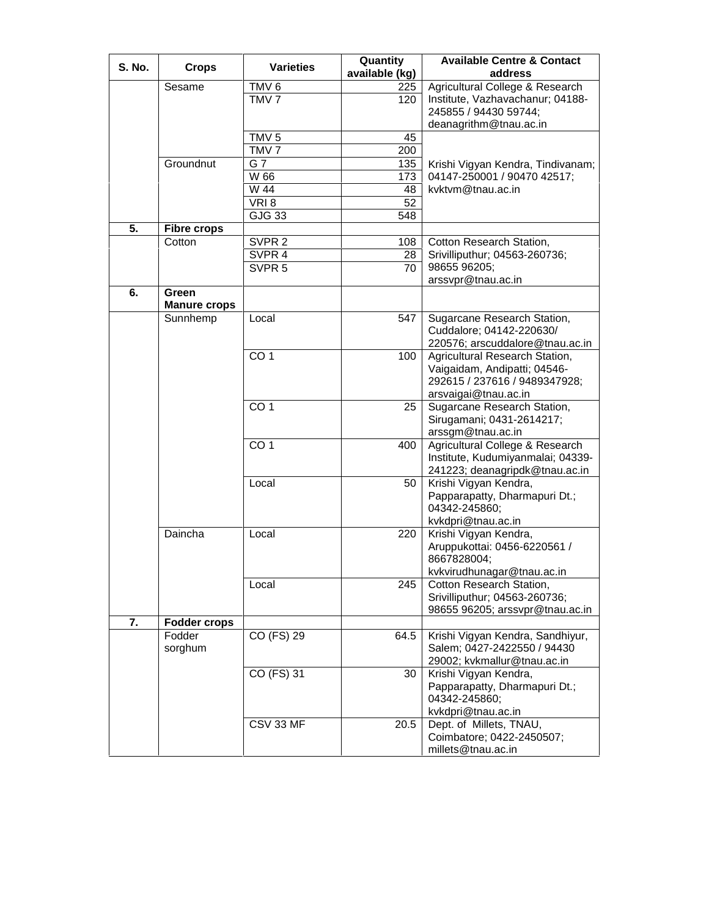| S. No. | Crops | Varieties | Quantity available (kg) | Available Centre & Contact address |
|---|---|---|---|---|
| | Sesame | TMV 6 | 225 | Agricultural College & Research Institute, Vazhavachanur; 04188-245855 / 94430 59744; deanagrithm@tnau.ac.in |
| | | TMV 7 | 120 | |
| | | TMV 5 | 45 | Krishi Vigyan Kendra, Tindivanam; 04147-250001 / 90470 42517; kvktvm@tnau.ac.in |
| | | TMV 7 | 200 | |
| | Groundnut | G 7 | 135 | |
| | | W 66 | 173 | |
| | | W 44 | 48 | |
| | | VRI 8 | 52 | |
| | | GJG 33 | 548 | |
| **5.** | **Fibre crops** | | | |
| | Cotton | SVPR 2 | 108 | Cotton Research Station, Srivilliputhur; 04563-260736; 98655 96205; arssvpr@tnau.ac.in |
| | | SVPR 4 | 28 | |
| | | SVPR 5 | 70 | |
| **6.** | **Green Manure crops** | | | |
| | Sunnhemp | Local | 547 | Sugarcane Research Station, Cuddalore; 04142-220630/ 220576; arscuddalore@tnau.ac.in |
| | | CO 1 | 100 | Agricultural Research Station, Vaigaidam, Andipatti; 04546-292615 / 237616 / 9489347928; arsvaigai@tnau.ac.in |
| | | CO 1 | 25 | Sugarcane Research Station, Sirugamani; 0431-2614217; arssgm@tnau.ac.in |
| | | CO 1 | 400 | Agricultural College & Research Institute, Kudumiyanmalai; 04339-241223; deanagripdk@tnau.ac.in |
| | | Local | 50 | Krishi Vigyan Kendra, Papparapatty, Dharmapuri Dt.; 04342-245860; kvkdpri@tnau.ac.in |
| | Daincha | Local | 220 | Krishi Vigyan Kendra, Aruppukottai: 0456-6220561 / 8667828004; kvkvirudhunagar@tnau.ac.in |
| | | Local | 245 | Cotton Research Station, Srivilliputhur; 04563-260736; 98655 96205; arssvpr@tnau.ac.in |
| **7.** | **Fodder crops** | | | |
| | Fodder sorghum | CO (FS) 29 | 64.5 | Krishi Vigyan Kendra, Sandhiyur, Salem; 0427-2422550 / 94430 29002; kvkmallur@tnau.ac.in |
| | | CO (FS) 31 | 30 | Krishi Vigyan Kendra, Papparapatty, Dharmapuri Dt.; 04342-245860; kvkdpri@tnau.ac.in |
| | | CSV 33 MF | 20.5 | Dept. of Millets, TNAU, Coimbatore; 0422-2450507; millets@tnau.ac.in |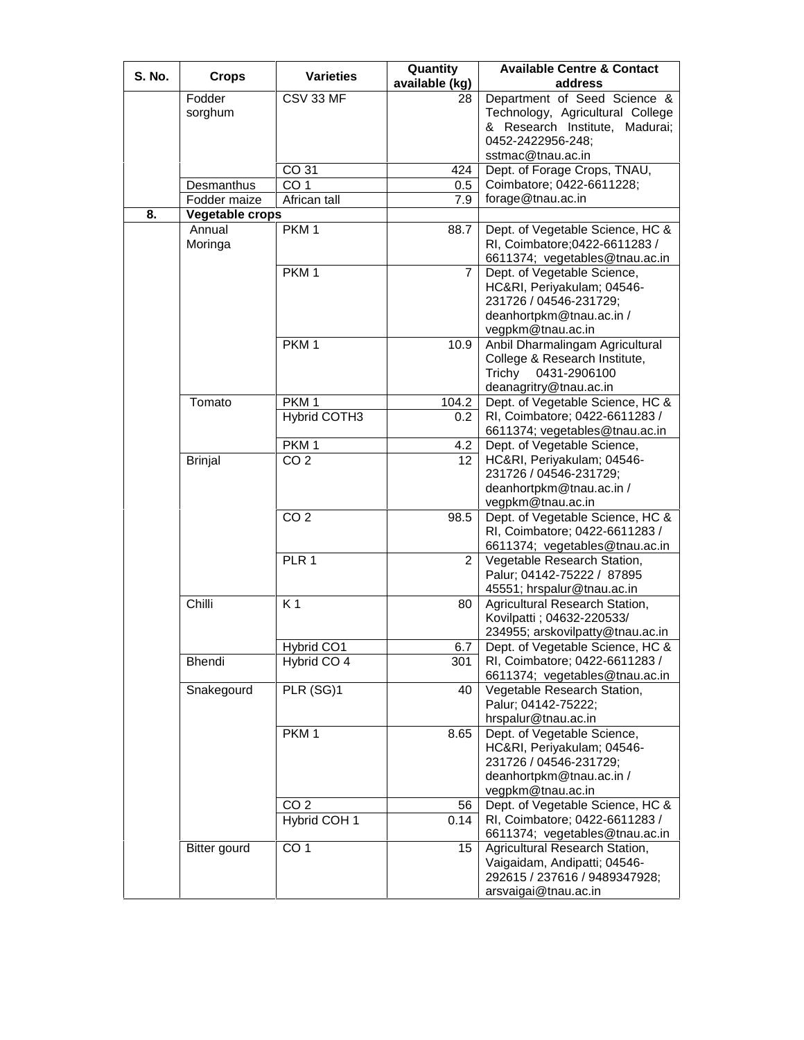| S. No. | Crops | Varieties | Quantity available (kg) | Available Centre & Contact address |
|---|---|---|---|---|
| | Fodder sorghum | CSV 33 MF | 28 | Department of Seed Science & Technology, Agricultural College & Research Institute, Madurai; 0452-2422956-248; sstmac@tnau.ac.in |
| | | CO 31 | 424 | Dept. of Forage Crops, TNAU, Coimbatore; 0422-6611228; forage@tnau.ac.in |
| | Desmanthus | CO 1 | 0.5 | |
| | Fodder maize | African tall | 7.9 | |
| **8.** | **Vegetable crops** | | | |
| | Annual Moringa | PKM 1 | 88.7 | Dept. of Vegetable Science, HC & RI, Coimbatore;0422-6611283 / 6611374; vegetables@tnau.ac.in |
| | | PKM 1 | 7 | Dept. of Vegetable Science, HC&RI, Periyakulam; 04546-231726 / 04546-231729; deanhortpkm@tnau.ac.in / vegpkm@tnau.ac.in |
| | | PKM 1 | 10.9 | Anbil Dharmalingam Agricultural College & Research Institute, Trichy 0431-2906100 deanagritry@tnau.ac.in |
| | Tomato | PKM 1 | 104.2 | Dept. of Vegetable Science, HC & RI, Coimbatore; 0422-6611283 / 6611374; vegetables@tnau.ac.in |
| | | Hybrid COTH3 | 0.2 | |
| | | PKM 1 | 4.2 | Dept. of Vegetable Science, HC&RI, Periyakulam; 04546-231726 / 04546-231729; deanhortpkm@tnau.ac.in / vegpkm@tnau.ac.in |
| | Brinjal | CO 2 | 12 | |
| | | CO 2 | 98.5 | Dept. of Vegetable Science, HC & RI, Coimbatore; 0422-6611283 / 6611374; vegetables@tnau.ac.in |
| | | PLR 1 | 2 | Vegetable Research Station, Palur; 04142-75222 / 87895 45551; hrspalur@tnau.ac.in |
| | Chilli | K 1 | 80 | Agricultural Research Station, Kovilpatti ; 04632-220533/ 234955; arskovilpatty@tnau.ac.in |
| | | Hybrid CO1 | 6.7 | Dept. of Vegetable Science, HC & RI, Coimbatore; 0422-6611283 / 6611374; vegetables@tnau.ac.in |
| | Bhendi | Hybrid CO 4 | 301 | |
| | Snakegourd | PLR (SG)1 | 40 | Vegetable Research Station, Palur; 04142-75222; hrspalur@tnau.ac.in |
| | | PKM 1 | 8.65 | Dept. of Vegetable Science, HC&RI, Periyakulam; 04546-231726 / 04546-231729; deanhortpkm@tnau.ac.in / vegpkm@tnau.ac.in |
| | | CO 2 | 56 | Dept. of Vegetable Science, HC & RI, Coimbatore; 0422-6611283 / 6611374; vegetables@tnau.ac.in |
| | | Hybrid COH 1 | 0.14 | |
| | Bitter gourd | CO 1 | 15 | Agricultural Research Station, Vaigaidam, Andipatti; 04546-292615 / 237616 / 9489347928; arsvaigai@tnau.ac.in |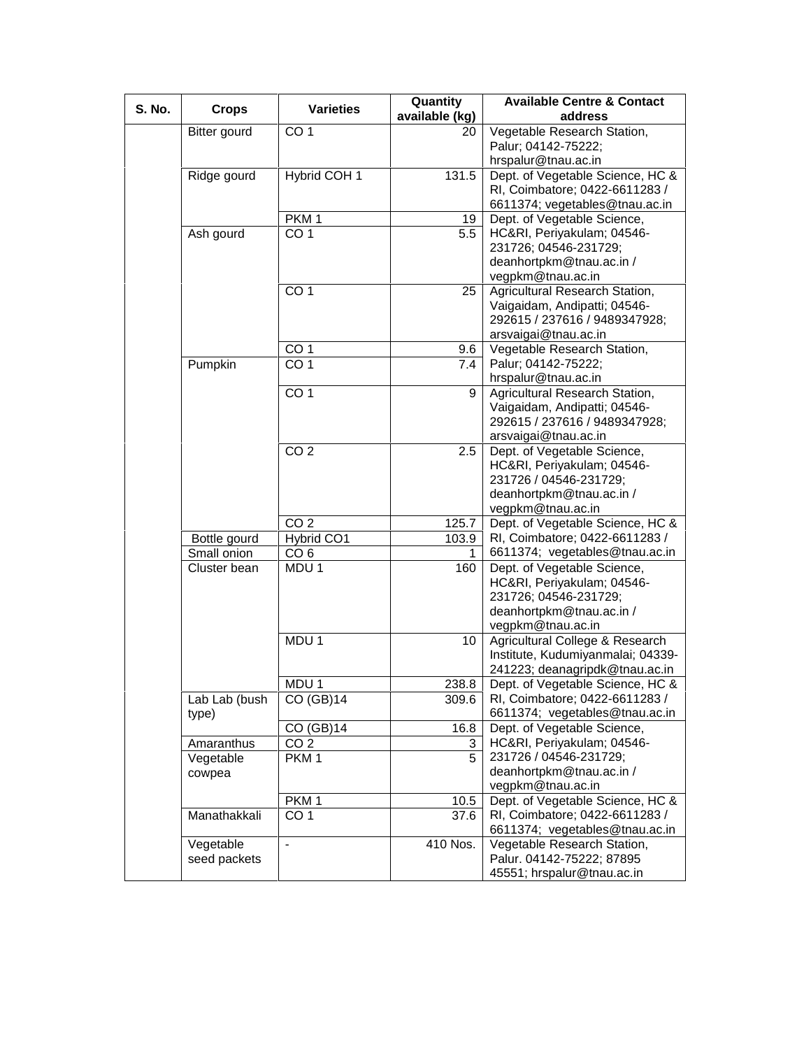| S. No. | Crops | Varieties | Quantity available (kg) | Available Centre & Contact address |
|---|---|---|---|---|
| | Bitter gourd | CO 1 | 20 | Vegetable Research Station, Palur; 04142-75222; hrspalur@tnau.ac.in |
| | Ridge gourd | Hybrid COH 1 | 131.5 | Dept. of Vegetable Science, HC & RI, Coimbatore; 0422-6611283 / 6611374; vegetables@tnau.ac.in |
| | | PKM 1 | 19 | Dept. of Vegetable Science, HC&RI, Periyakulam; 04546-231726; 04546-231729; deanhortpkm@tnau.ac.in / vegpkm@tnau.ac.in |
| | Ash gourd | CO 1 | 5.5 | |
| | | CO 1 | 25 | Agricultural Research Station, Vaigaidam, Andipatti; 04546-292615 / 237616 / 9489347928; arsvaigai@tnau.ac.in |
| | | CO 1 | 9.6 | Vegetable Research Station, Palur; 04142-75222; hrspalur@tnau.ac.in |
| | Pumpkin | CO 1 | 7.4 | |
| | | CO 1 | 9 | Agricultural Research Station, Vaigaidam, Andipatti; 04546-292615 / 237616 / 9489347928; arsvaigai@tnau.ac.in |
| | | CO 2 | 2.5 | Dept. of Vegetable Science, HC&RI, Periyakulam; 04546-231726 / 04546-231729; deanhortpkm@tnau.ac.in / vegpkm@tnau.ac.in |
| | | CO 2 | 125.7 | Dept. of Vegetable Science, HC & RI, Coimbatore; 0422-6611283 / 6611374; vegetables@tnau.ac.in |
| | Bottle gourd | Hybrid CO1 | 103.9 | |
| | Small onion | CO 6 | 1 | |
| | Cluster bean | MDU 1 | 160 | Dept. of Vegetable Science, HC&RI, Periyakulam; 04546-231726; 04546-231729; deanhortpkm@tnau.ac.in / vegpkm@tnau.ac.in |
| | | MDU 1 | 10 | Agricultural College & Research Institute, Kudumiyanmalai; 04339-241223; deanagripdk@tnau.ac.in |
| | | MDU 1 | 238.8 | Dept. of Vegetable Science, HC & RI, Coimbatore; 0422-6611283 / 6611374; vegetables@tnau.ac.in |
| | Lab Lab (bush type) | CO (GB)14 | 309.6 | |
| | | CO (GB)14 | 16.8 | Dept. of Vegetable Science, HC&RI, Periyakulam; 04546-231726 / 04546-231729; deanhortpkm@tnau.ac.in / vegpkm@tnau.ac.in |
| | Amaranthus | CO 2 | 3 | |
| | Vegetable cowpea | PKM 1 | 5 | |
| | | PKM 1 | 10.5 | Dept. of Vegetable Science, HC & RI, Coimbatore; 0422-6611283 / 6611374; vegetables@tnau.ac.in |
| | Manathakkali | CO 1 | 37.6 | |
| | Vegetable seed packets | - | 410 Nos. | Vegetable Research Station, Palur. 04142-75222; 87895 45551; hrspalur@tnau.ac.in |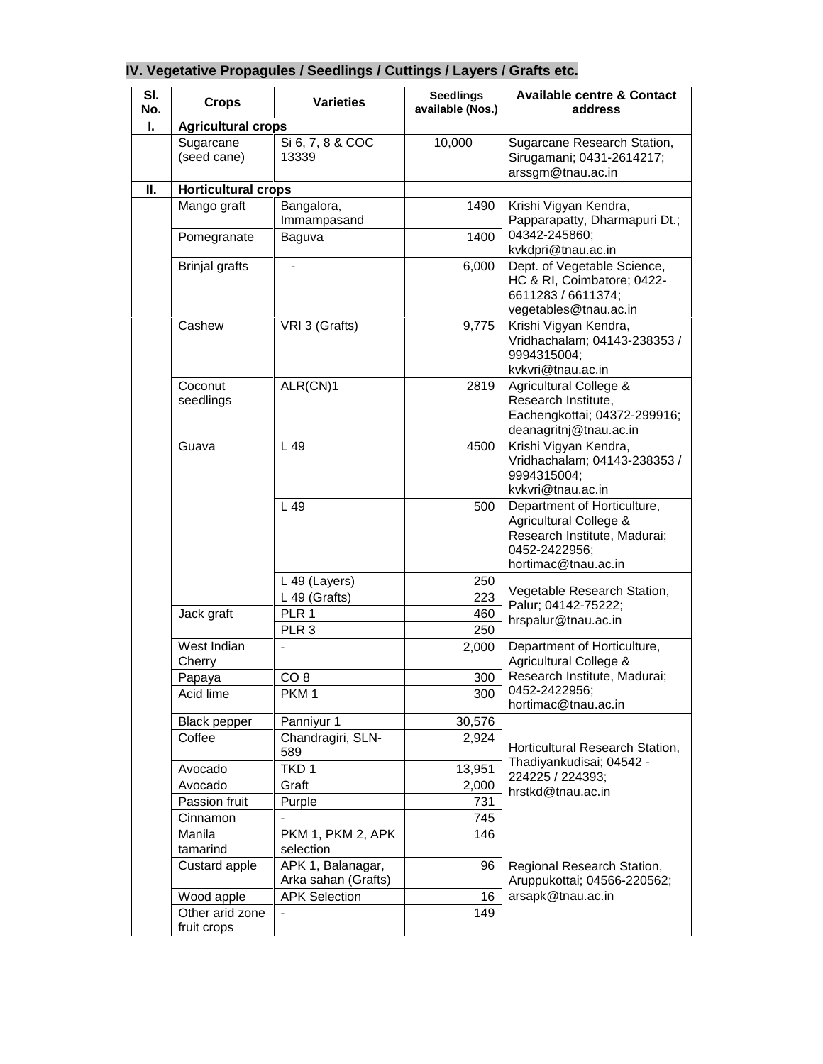**IV. Vegetative Propagules / Seedlings / Cuttings / Layers / Grafts etc.**

| Sl. No. | Crops | Varieties | Seedlings available (Nos.) | Available centre & Contact address |
|---|---|---|---|---|
| I. | **Agricultural crops** | | | |
| | Sugarcane (seed cane) | Si 6, 7, 8 & COC 13339 | 10,000 | Sugarcane Research Station, Sirugamani; 0431-2614217; arssgm@tnau.ac.in |
| II. | **Horticultural crops** | | | |
| | Mango graft | Bangalora, Immampasand | 1490 | Krishi Vigyan Kendra, Papparapatty, Dharmapuri Dt.; 04342-245860; kvkdpri@tnau.ac.in |
| | Pomegranate | Baguva | 1400 | |
| | Brinjal grafts | - | 6,000 | Dept. of Vegetable Science, HC & RI, Coimbatore; 0422-6611283 / 6611374; vegetables@tnau.ac.in |
| | Cashew | VRI 3 (Grafts) | 9,775 | Krishi Vigyan Kendra, Vridhachalam; 04143-238353 / 9994315004; kvkvri@tnau.ac.in |
| | Coconut seedlings | ALR(CN)1 | 2819 | Agricultural College & Research Institute, Eachengkottai; 04372-299916; deanagritnj@tnau.ac.in |
| | Guava | L 49 | 4500 | Krishi Vigyan Kendra, Vridhachalam; 04143-238353 / 9994315004; kvkvri@tnau.ac.in |
| | | L 49 | 500 | Department of Horticulture, Agricultural College & Research Institute, Madurai; 0452-2422956; hortimac@tnau.ac.in |
| | | L 49 (Layers) | 250 | Vegetable Research Station, Palur; 04142-75222; hrspalur@tnau.ac.in |
| | | L 49 (Grafts) | 223 | |
| | Jack graft | PLR 1 | 460 | |
| | | PLR 3 | 250 | |
| | West Indian Cherry | - | 2,000 | Department of Horticulture, Agricultural College & Research Institute, Madurai; 0452-2422956; hortimac@tnau.ac.in |
| | Papaya | CO 8 | 300 | |
| | Acid lime | PKM 1 | 300 | |
| | Black pepper | Panniyur 1 | 30,576 | Horticultural Research Station, Thadiyankudisai; 04542 - 224225 / 224393; hrstkd@tnau.ac.in |
| | Coffee | Chandragiri, SLN-589 | 2,924 | |
| | Avocado | TKD 1 | 13,951 | |
| | Avocado | Graft | 2,000 | |
| | Passion fruit | Purple | 731 | |
| | Cinnamon | - | 745 | |
| | Manila tamarind | PKM 1, PKM 2, APK selection | 146 | Regional Research Station, Aruppukottai; 04566-220562; arsapk@tnau.ac.in |
| | Custard apple | APK 1, Balanagar, Arka sahan (Grafts) | 96 | |
| | Wood apple | APK Selection | 16 | |
| | Other arid zone fruit crops | - | 149 | |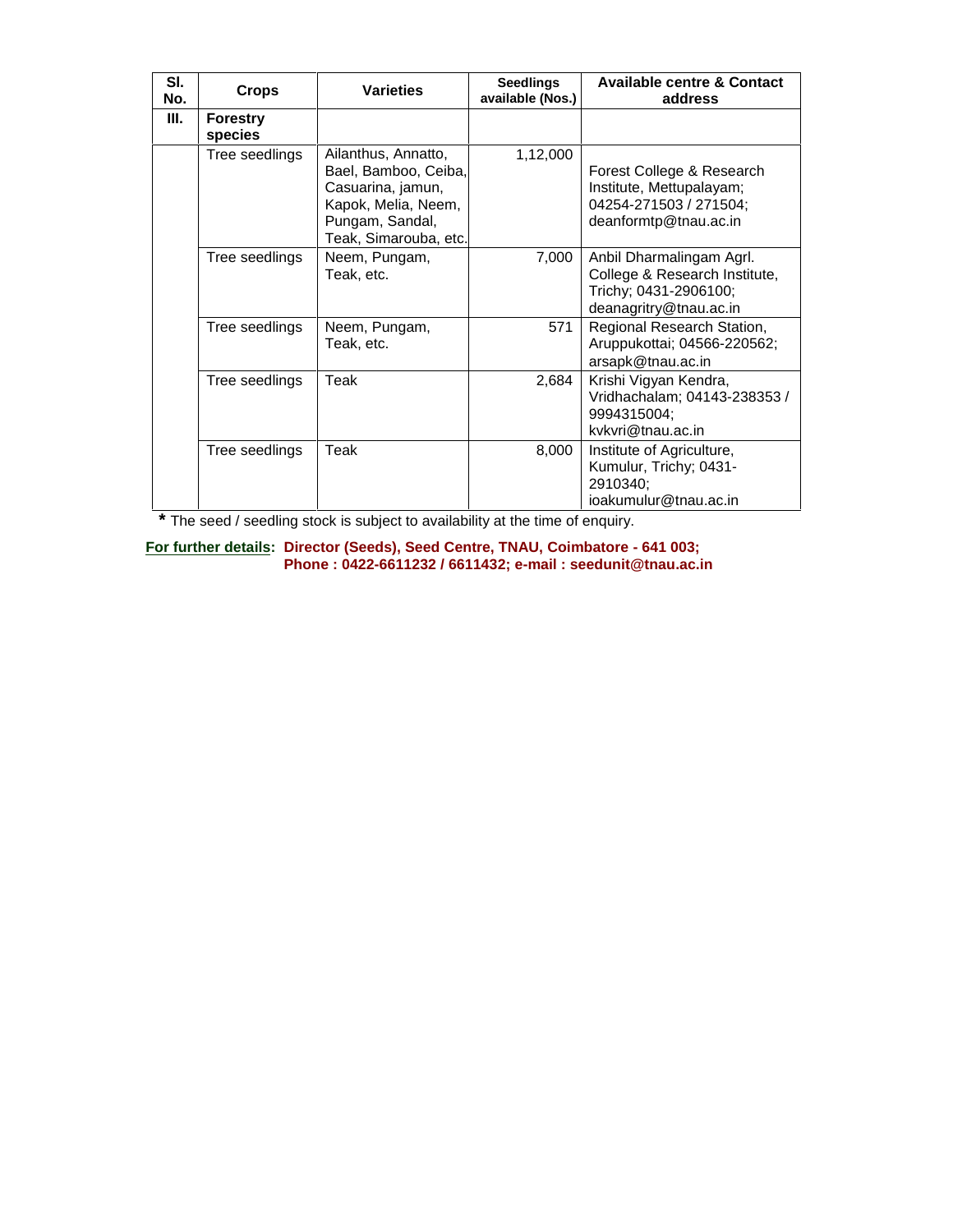| Sl. No. | Crops | Varieties | Seedlings available (Nos.) | Available centre & Contact address |
|---|---|---|---|---|
| **III.** | **Forestry species** | | | |
| | Tree seedlings | Ailanthus, Annatto, Bael, Bamboo, Ceiba, Casuarina, jamun, Kapok, Melia, Neem, Pungam, Sandal, Teak, Simarouba, etc. | 1,12,000 | Forest College & Research Institute, Mettupalayam; 04254-271503 / 271504; deanformtp@tnau.ac.in |
| | Tree seedlings | Neem, Pungam, Teak, etc. | 7,000 | Anbil Dharmalingam Agrl. College & Research Institute, Trichy; 0431-2906100; deanagritry@tnau.ac.in |
| | Tree seedlings | Neem, Pungam, Teak, etc. | 571 | Regional Research Station, Aruppukottai; 04566-220562; arsapk@tnau.ac.in |
| | Tree seedlings | Teak | 2,684 | Krishi Vigyan Kendra, Vridhachalam; 04143-238353 / 9994315004; kvkvri@tnau.ac.in |
| | Tree seedlings | Teak | 8,000 | Institute of Agriculture, Kumulur, Trichy; 0431-2910340; ioakumulur@tnau.ac.in |

**\*** The seed / seedling stock is subject to availability at the time of enquiry.

**For further details: Director (Seeds), Seed Centre, TNAU, Coimbatore - 641 003; Phone : 0422-6611232 / 6611432; e-mail : seedunit@tnau.ac.in**